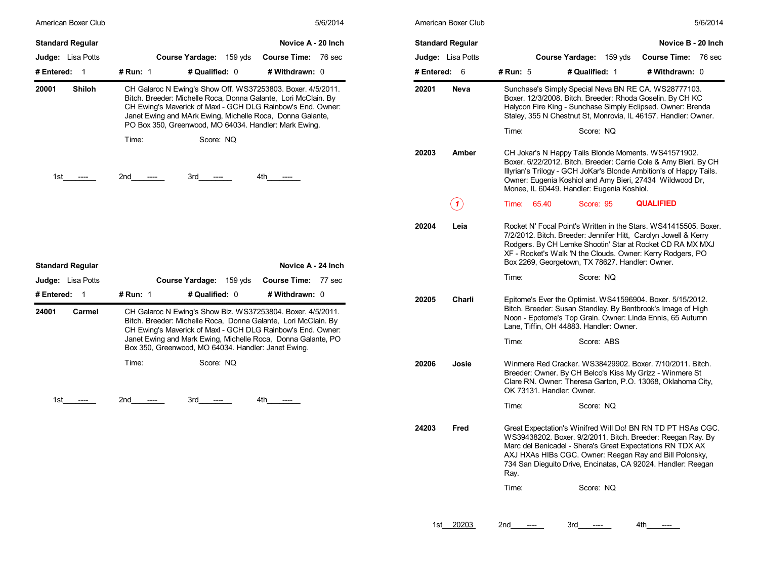American Boxer Club — 5/6/2014

## Standard Regular — Novice A - 20 Inch

**Judge:** Lisa Potts **Course Yardage:** 159 yds **Course Time:** 76 sec

**# Entered:** 1 **# Run:** 1 **# Qualified:** 0 **# Withdrawn:** 0

**20001 Shiloh** — CH Galaroc N Ewing's Show Off. WS37253803. Boxer. 4/5/2011. Bitch. Breeder: Michelle Roca, Donna Galante, Lori McClain. By CH Ewing's Maverick of Maxl - GCH DLG Rainbow's End. Owner: Janet Ewing and MArk Ewing, Michelle Roca, Donna Galante, PO Box 350, Greenwood, MO 64034. Handler: Mark Ewing.

Time: Score: NQ

1st ---- 2nd ---- 3rd ---- 4th ----

## Standard Regular — Novice A - 24 Inch

**Judge:** Lisa Potts **Course Yardage:** 159 yds **Course Time:** 77 sec

**# Entered:** 1 **# Run:** 1 **# Qualified:** 0 **# Withdrawn:** 0

**24001 Carmel** — CH Galaroc N Ewing's Show Biz. WS37253804. Boxer. 4/5/2011. Bitch. Breeder: Michelle Roca, Donna Galante, Lori McClain. By CH Ewing's Maverick of Maxl - GCH DLG Rainbow's End. Owner: Janet Ewing and Mark Ewing, Michelle Roca, Donna Galante, PO Box 350, Greenwood, MO 64034. Handler: Janet Ewing.

Time: Score: NQ

1st ---- 2nd ---- 3rd ---- 4th ----

## Standard Regular — Novice B - 20 Inch

**Judge:** Lisa Potts **Course Yardage:** 159 yds **Course Time:** 76 sec

**# Entered:** 6 **# Run:** 5 **# Qualified:** 1 **# Withdrawn:** 0

**20201 Neva** — Sunchase's Simply Special Neva BN RE CA. WS28777103. Boxer. 12/3/2008. Bitch. Breeder: Rhoda Goselin. By CH KC Halycon Fire King - Sunchase Simply Eclipsed. Owner: Brenda Staley, 355 N Chestnut St, Monrovia, IL 46157. Handler: Owner.

Time: Score: NQ

**20203 Amber** — CH Jokar's N Happy Tails Blonde Moments. WS41571902. Boxer. 6/22/2012. Bitch. Breeder: Carrie Cole & Amy Bieri. By CH Illyrian's Trilogy - GCH JoKar's Blonde Ambition's of Happy Tails. Owner: Eugenia Koshiol and Amy Bieri, 27434 Wildwood Dr, Monee, IL 60449. Handler: Eugenia Koshiol.

(1) Time: 65.40 Score: 95 **QUALIFIED**

**20204 Leia** — Rocket N' Focal Point's Written in the Stars. WS41415505. Boxer. 7/2/2012. Bitch. Breeder: Jennifer Hitt, Carolyn Jowell & Kerry Rodgers. By CH Lemke Shootin' Star at Rocket CD RA MX MXJ XF - Rocket's Walk 'N the Clouds. Owner: Kerry Rodgers, PO Box 2269, Georgetown, TX 78627. Handler: Owner.

Time: Score: NQ

**20205 Charli** — Epitome's Ever the Optimist. WS41596904. Boxer. 5/15/2012. Bitch. Breeder: Susan Standley. By Bentbrook's Image of High Noon - Epotome's Top Grain. Owner: Linda Ennis, 65 Autumn Lane, Tiffin, OH 44883. Handler: Owner.

Time: Score: ABS

**20206 Josie** — Winmere Red Cracker. WS38429902. Boxer. 7/10/2011. Bitch. Breeder: Owner. By CH Belco's Kiss My Grizz - Winmere St Clare RN. Owner: Theresa Garton, P.O. 13068, Oklahoma City, OK 73131. Handler: Owner.

Time: Score: NQ

**24203 Fred** — Great Expectation's Winifred Will Do! BN RN TD PT HSAs CGC. WS39438202. Boxer. 9/2/2011. Bitch. Breeder: Reegan Ray. By Marc del Benicadel - Shera's Great Expectations RN TDX AX AXJ HXAs HIBs CGC. Owner: Reegan Ray and Bill Polonsky, 734 San Dieguito Drive, Encinatas, CA 92024. Handler: Reegan Ray.

Time: Score: NQ

1st 20203 2nd ---- 3rd ---- 4th ----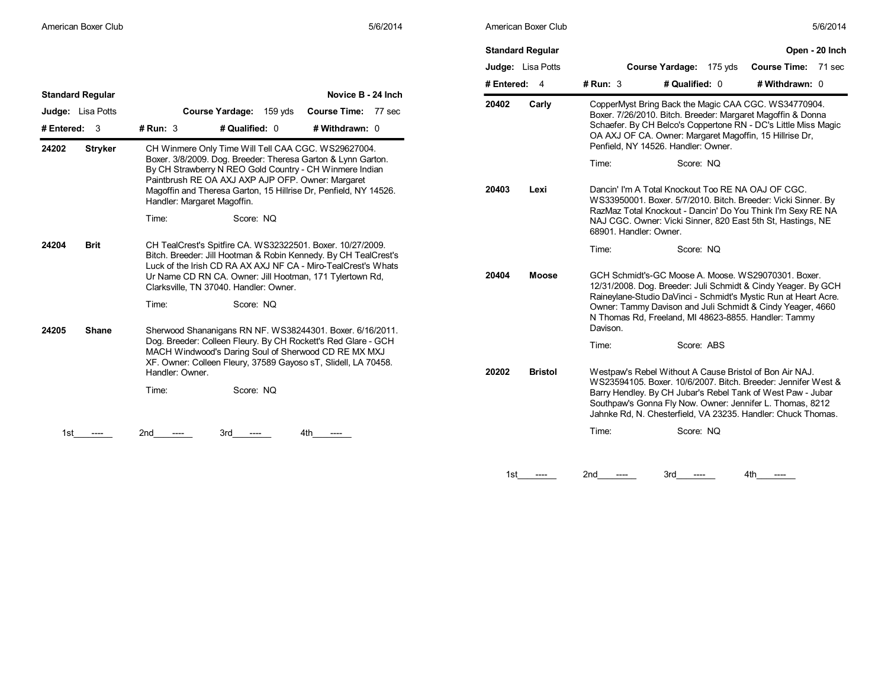## Standard Regular — Novice B - 24 Inch

**Judge:** Lisa Potts | **Course Yardage:** 159 yds | **Course Time:** 77 sec

**# Entered:** 3 | **# Run:** 3 | **# Qualified:** 0 | **# Withdrawn:** 0

**24202 Stryker**

CH Winmere Only Time Will Tell CAA CGC. WS29627004. Boxer. 3/8/2009. Dog. Breeder: Theresa Garton & Lynn Garton. By CH Strawberry N REO Gold Country - CH Winmere Indian Paintbrush RE OA AXJ AXP AJP OFP. Owner: Margaret Magoffin and Theresa Garton, 15 Hillrise Dr, Penfield, NY 14526. Handler: Margaret Magoffin.

Time: Score: NQ

**24204 Brit**

CH TealCrest's Spitfire CA. WS32322501. Boxer. 10/27/2009. Bitch. Breeder: Jill Hootman & Robin Kennedy. By CH TealCrest's Luck of the Irish CD RA AX AXJ NF CA - Miro-TealCrest's Whats Ur Name CD RN CA. Owner: Jill Hootman, 171 Tylertown Rd, Clarksville, TN 37040. Handler: Owner.

Time: Score: NQ

**24205 Shane**

Sherwood Shananigans RN NF. WS38244301. Boxer. 6/16/2011. Dog. Breeder: Colleen Fleury. By CH Rockett's Red Glare - GCH MACH Windwood's Daring Soul of Sherwood CD RE MX MXJ XF. Owner: Colleen Fleury, 37589 Gayoso sT, Slidell, LA 70458. Handler: Owner.

Time: Score: NQ

1st ---- 2nd ---- 3rd ---- 4th ----

## Standard Regular — Open - 20 Inch

**Judge:** Lisa Potts | **Course Yardage:** 175 yds | **Course Time:** 71 sec

**# Entered:** 4 | **# Run:** 3 | **# Qualified:** 0 | **# Withdrawn:** 0

**20402 Carly**

CopperMyst Bring Back the Magic CAA CGC. WS34770904. Boxer. 7/26/2010. Bitch. Breeder: Margaret Magoffin & Donna Schaefer. By CH Belco's Coppertone RN - DC's Little Miss Magic OA AXJ OF CA. Owner: Margaret Magoffin, 15 Hillrise Dr, Penfield, NY 14526. Handler: Owner.

Time: Score: NQ

**20403 Lexi**

Dancin' I'm A Total Knockout Too RE NA OAJ OF CGC. WS33950001. Boxer. 5/7/2010. Bitch. Breeder: Vicki Sinner. By RazMaz Total Knockout - Dancin' Do You Think I'm Sexy RE NA NAJ CGC. Owner: Vicki Sinner, 820 East 5th St, Hastings, NE 68901. Handler: Owner.

Time: Score: NQ

**20404 Moose**

GCH Schmidt's-GC Moose A. Moose. WS29070301. Boxer. 12/31/2008. Dog. Breeder: Juli Schmidt & Cindy Yeager. By GCH Raineylane-Studio DaVinci - Schmidt's Mystic Run at Heart Acre. Owner: Tammy Davison and Juli Schmidt & Cindy Yeager, 4660 N Thomas Rd, Freeland, MI 48623-8855. Handler: Tammy Davison.

Time: Score: ABS

**20202 Bristol**

Westpaw's Rebel Without A Cause Bristol of Bon Air NAJ. WS23594105. Boxer. 10/6/2007. Bitch. Breeder: Jennifer West & Barry Hendley. By CH Jubar's Rebel Tank of West Paw - Jubar Southpaw's Gonna Fly Now. Owner: Jennifer L. Thomas, 8212 Jahnke Rd, N. Chesterfield, VA 23235. Handler: Chuck Thomas.

Time: Score: NQ

1st ---- 2nd ---- 3rd ---- 4th ----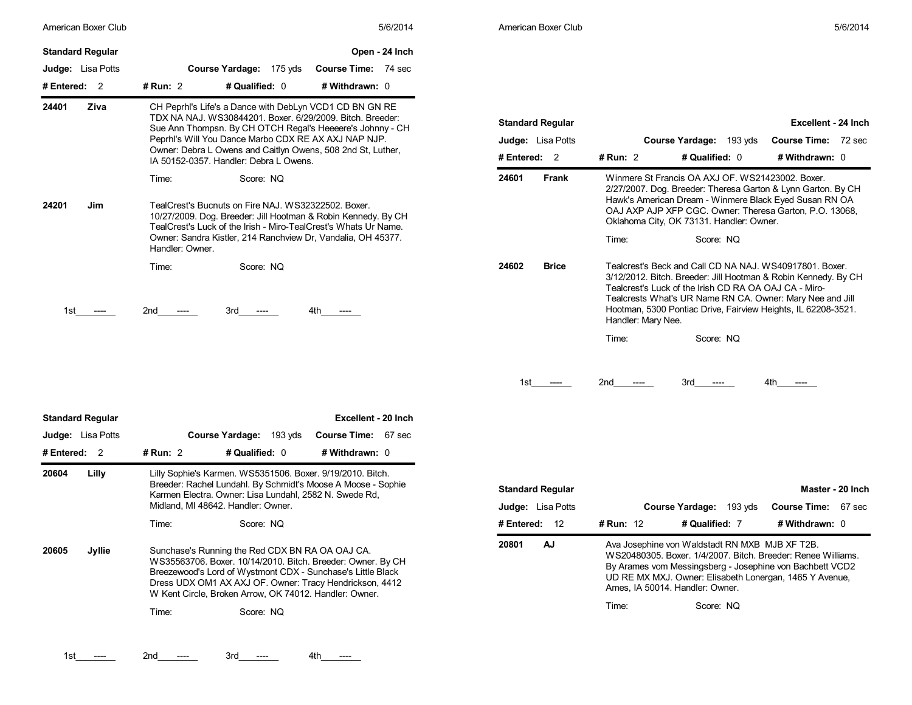## Standard Regular — Open - 24 Inch

**Judge:** Lisa Potts | **Course Yardage:** 175 yds | **Course Time:** 74 sec

**# Entered:** 2 | **# Run:** 2 | **# Qualified:** 0 | **# Withdrawn:** 0

**24401 Ziva**

CH Peprhl's Life's a Dance with DebLyn VCD1 CD BN GN RE TDX NA NAJ. WS30844201. Boxer. 6/29/2009. Bitch. Breeder: Sue Ann Thompsn. By CH OTCH Regal's Heeeere's Johnny - CH Peprhl's Will You Dance Marbo CDX RE AX AXJ NAP NJP. Owner: Debra L Owens and Caitlyn Owens, 508 2nd St, Luther, IA 50152-0357. Handler: Debra L Owens.

Time: Score: NQ

**24201 Jim**

TealCrest's Bucnuts on Fire NAJ. WS32322502. Boxer. 10/27/2009. Dog. Breeder: Jill Hootman & Robin Kennedy. By CH TealCrest's Luck of the Irish - Miro-TealCrest's Whats Ur Name. Owner: Sandra Kistler, 214 Ranchview Dr, Vandalia, OH 45377. Handler: Owner.

Time: Score: NQ

1st ---- 2nd ---- 3rd ---- 4th ----

## Standard Regular — Excellent - 20 Inch

**Judge:** Lisa Potts | **Course Yardage:** 193 yds | **Course Time:** 67 sec

**# Entered:** 2 | **# Run:** 2 | **# Qualified:** 0 | **# Withdrawn:** 0

**20604 Lilly**

Lilly Sophie's Karmen. WS5351506. Boxer. 9/19/2010. Bitch. Breeder: Rachel Lundahl. By Schmidt's Moose A Moose - Sophie Karmen Electra. Owner: Lisa Lundahl, 2582 N. Swede Rd, Midland, MI 48642. Handler: Owner.

Time: Score: NQ

**20605 Jyllie**

Sunchase's Running the Red CDX BN RA OA OAJ CA. WS35563706. Boxer. 10/14/2010. Bitch. Breeder: Owner. By CH Breezewood's Lord of Wystmont CDX - Sunchase's Little Black Dress UDX OM1 AX AXJ OF. Owner: Tracy Hendrickson, 4412 W Kent Circle, Broken Arrow, OK 74012. Handler: Owner.

Time: Score: NQ

1st ---- 2nd ---- 3rd ---- 4th ----

## Standard Regular — Excellent - 24 Inch

**Judge:** Lisa Potts | **Course Yardage:** 193 yds | **Course Time:** 72 sec

**# Entered:** 2 | **# Run:** 2 | **# Qualified:** 0 | **# Withdrawn:** 0

**24601 Frank**

Winmere St Francis OA AXJ OF. WS21423002. Boxer. 2/27/2007. Dog. Breeder: Theresa Garton & Lynn Garton. By CH Hawk's American Dream - Winmere Black Eyed Susan RN OA OAJ AXP AJP XFP CGC. Owner: Theresa Garton, P.O. 13068, Oklahoma City, OK 73131. Handler: Owner.

Time: Score: NQ

**24602 Brice**

Tealcrest's Beck and Call CD NA NAJ. WS40917801. Boxer. 3/12/2012. Bitch. Breeder: Jill Hootman & Robin Kennedy. By CH Tealcrest's Luck of the Irish CD RA OA OAJ CA - Miro-Tealcrests What's UR Name RN CA. Owner: Mary Nee and Jill Hootman, 5300 Pontiac Drive, Fairview Heights, IL 62208-3521. Handler: Mary Nee.

Time: Score: NQ

1st ---- 2nd ---- 3rd ---- 4th ----

## Standard Regular — Master - 20 Inch

**Judge:** Lisa Potts | **Course Yardage:** 193 yds | **Course Time:** 67 sec

**# Entered:** 12 | **# Run:** 12 | **# Qualified:** 7 | **# Withdrawn:** 0

**20801 AJ**

Ava Josephine von Waldstadt RN MXB MJB XF T2B. WS20480305. Boxer. 1/4/2007. Bitch. Breeder: Renee Williams. By Arames vom Messingsberg - Josephine von Bachbett VCD2 UD RE MX MXJ. Owner: Elisabeth Lonergan, 1465 Y Avenue, Ames, IA 50014. Handler: Owner.

Time: Score: NQ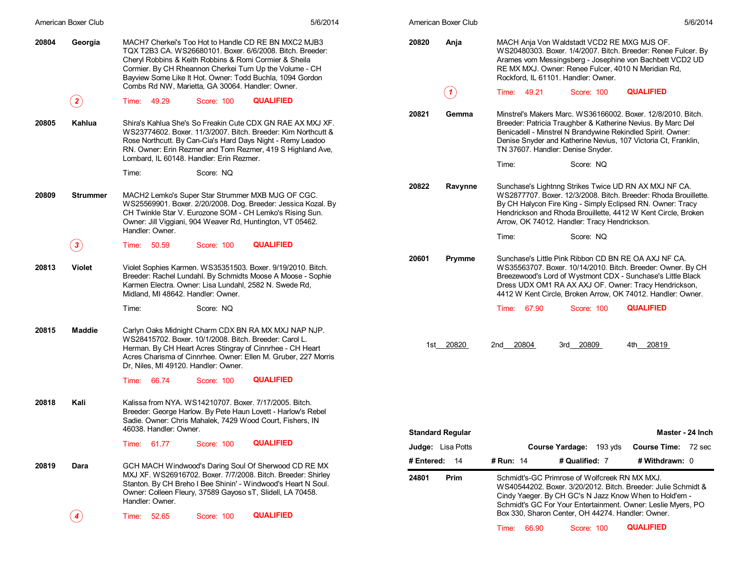**20804** **Georgia**

MACH7 Cherkei's Too Hot to Handle CD RE BN MXC2 MJB3 TQX T2B3 CA. WS26680101. Boxer. 6/6/2008. Bitch. Breeder: Cheryl Robbins & Keith Robbins & Romi Cormier & Sheila Cormier. By CH Rheannon Cherkei Turn Up the Volume - CH Bayview Some Like It Hot. Owner: Todd Buchla, 1094 Gordon Combs Rd NW, Marietta, GA 30064. Handler: Owner.

(2) Time: 49.29 Score: 100 **QUALIFIED**

**20805** **Kahlua**

Shira's Kahlua She's So Freakin Cute CDX GN RAE AX MXJ XF. WS23774602. Boxer. 11/3/2007. Bitch. Breeder: Kim Northcutt & Rose Northcutt. By Can-Cia's Hard Days Night - Remy Leadoo RN. Owner: Erin Rezmer and Tom Rezmer, 419 S Highland Ave, Lombard, IL 60148. Handler: Erin Rezmer.

Time: Score: NQ

**20809** **Strummer**

MACH2 Lemko's Super Star Strummer MXB MJG OF CGC. WS25569901. Boxer. 2/20/2008. Dog. Breeder: Jessica Kozal. By CH Twinkle Star V. Eurozone SOM - CH Lemko's Rising Sun. Owner: Jill Viggiani, 904 Weaver Rd, Huntington, VT 05462. Handler: Owner.

(3) Time: 50.59 Score: 100 **QUALIFIED**

**20813** **Violet**

Violet Sophies Karmen. WS35351503. Boxer. 9/19/2010. Bitch. Breeder: Rachel Lundahl. By Schmidts Moose A Moose - Sophie Karmen Electra. Owner: Lisa Lundahl, 2582 N. Swede Rd, Midland, MI 48642. Handler: Owner.

Time: Score: NQ

**20815** **Maddie**

Carlyn Oaks Midnight Charm CDX BN RA MX MXJ NAP NJP. WS28415702. Boxer. 10/1/2008. Bitch. Breeder: Carol L. Herman. By CH Heart Acres Stingray of Cinnrhee - CH Heart Acres Charisma of Cinnrhee. Owner: Ellen M. Gruber, 227 Morris Dr, Niles, MI 49120. Handler: Owner.

Time: 66.74 Score: 100 **QUALIFIED**

**20818** **Kali**

Kalissa from NYA. WS14210707. Boxer. 7/17/2005. Bitch. Breeder: George Harlow. By Pete Haun Lovett - Harlow's Rebel Sadie. Owner: Chris Mahalek, 7429 Wood Court, Fishers, IN 46038. Handler: Owner.

Time: 61.77 Score: 100 **QUALIFIED**

**20819** **Dara**

GCH MACH Windwood's Daring Soul Of Sherwood CD RE MX MXJ XF. WS26916702. Boxer. 7/7/2008. Bitch. Breeder: Shirley Stanton. By CH Breho I Bee Shinin' - Windwood's Heart N Soul. Owner: Colleen Fleury, 37589 Gayoso sT, Slidell, LA 70458. Handler: Owner.

(4) Time: 52.65 Score: 100 **QUALIFIED**

**20820** **Anja**

MACH Anja Von Waldstadt VCD2 RE MXG MJS OF. WS20480303. Boxer. 1/4/2007. Bitch. Breeder: Renee Fulcer. By Arames vom Messingsberg - Josephine von Bachbett VCD2 UD RE MX MXJ. Owner: Renee Fulcer, 4010 N Meridian Rd, Rockford, IL 61101. Handler: Owner.

(1) Time: 49.21 Score: 100 **QUALIFIED**

**20821** **Gemma**

Minstrel's Makers Marc. WS36166002. Boxer. 12/8/2010. Bitch. Breeder: Patricia Traughber & Katherine Nevius. By Marc Del Benicadell - Minstrel N Brandywine Rekindled Spirit. Owner: Denise Snyder and Katherine Nevius, 107 Victoria Ct, Franklin, TN 37607. Handler: Denise Snyder.

Time: Score: NQ

**20822** **Ravynne**

Sunchase's Lightnng Strikes Twice UD RN AX MXJ NF CA. WS2877707. Boxer. 12/3/2008. Bitch. Breeder: Rhoda Brouillette. By CH Halycon Fire King - Simply Eclipsed RN. Owner: Tracy Hendrickson and Rhoda Brouillette, 4412 W Kent Circle, Broken Arrow, OK 74012. Handler: Tracy Hendrickson.

Time: Score: NQ

**20601** **Prymme**

Sunchase's Little Pink Ribbon CD BN RE OA AXJ NF CA. WS35563707. Boxer. 10/14/2010. Bitch. Breeder: Owner. By CH Breezewood's Lord of Wystmont CDX - Sunchase's Little Black Dress UDX OM1 RA AX AXJ OF. Owner: Tracy Hendrickson, 4412 W Kent Circle, Broken Arrow, OK 74012. Handler: Owner.

Time: 67.90 Score: 100 **QUALIFIED**

1st 20820 2nd 20804 3rd 20809 4th 20819

**Standard Regular** **Master - 24 Inch**

**Judge:** Lisa Potts **Course Yardage:** 193 yds **Course Time:** 72 sec

**# Entered:** 14 **# Run:** 14 **# Qualified:** 7 **# Withdrawn:** 0

**24801** **Prim**

Schmidt's-GC Primrose of Wolfcreek RN MX MXJ. WS40544202. Boxer. 3/20/2012. Bitch. Breeder: Julie Schmidt & Cindy Yaeger. By CH GC's N Jazz Know When to Hold'em - Schmidt's GC For Your Entertainment. Owner: Leslie Myers, PO Box 330, Sharon Center, OH 44274. Handler: Owner.

Time: 66.90 Score: 100 **QUALIFIED**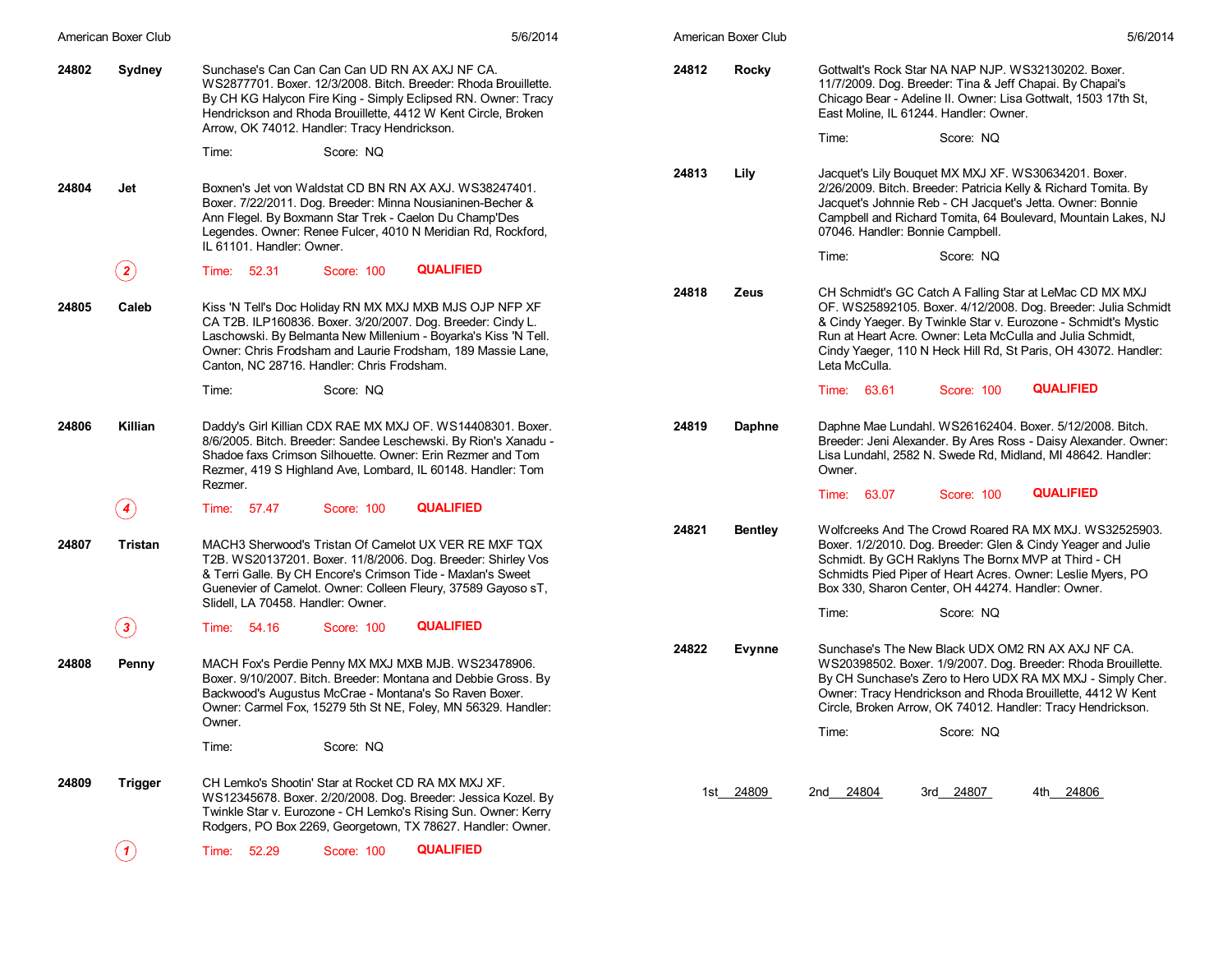**24802** **Sydney**

Sunchase's Can Can Can Can UD RN AX AXJ NF CA. WS2877701. Boxer. 12/3/2008. Bitch. Breeder: Rhoda Brouillette. By CH KG Halycon Fire King - Simply Eclipsed RN. Owner: Tracy Hendrickson and Rhoda Brouillette, 4412 W Kent Circle, Broken Arrow, OK 74012. Handler: Tracy Hendrickson.

Time: Score: NQ

**24804** **Jet**

Boxnen's Jet von Waldstat CD BN RN AX AXJ. WS38247401. Boxer. 7/22/2011. Dog. Breeder: Minna Nousianinen-Becher & Ann Flegel. By Boxmann Star Trek - Caelon Du Champ'Des Legendes. Owner: Renee Fulcer, 4010 N Meridian Rd, Rockford, IL 61101. Handler: Owner.

(2) Time: 52.31 Score: 100 **QUALIFIED**

**24805** **Caleb**

Kiss 'N Tell's Doc Holiday RN MX MXJ MXB MJS OJP NFP XF CA T2B. ILP160836. Boxer. 3/20/2007. Dog. Breeder: Cindy L. Laschowski. By Belmanta New Millenium - Boyarka's Kiss 'N Tell. Owner: Chris Frodsham and Laurie Frodsham, 189 Massie Lane, Canton, NC 28716. Handler: Chris Frodsham.

Time: Score: NQ

**24806** **Killian**

Daddy's Girl Killian CDX RAE MX MXJ OF. WS14408301. Boxer. 8/6/2005. Bitch. Breeder: Sandee Leschewski. By Rion's Xanadu - Shadoe faxs Crimson Silhouette. Owner: Erin Rezmer and Tom Rezmer, 419 S Highland Ave, Lombard, IL 60148. Handler: Tom Rezmer.

(4) Time: 57.47 Score: 100 **QUALIFIED**

**24807** **Tristan**

MACH3 Sherwood's Tristan Of Camelot UX VER RE MXF TQX T2B. WS20137201. Boxer. 11/8/2006. Dog. Breeder: Shirley Vos & Terri Galle. By CH Encore's Crimson Tide - Maxlan's Sweet Guenevier of Camelot. Owner: Colleen Fleury, 37589 Gayoso sT, Slidell, LA 70458. Handler: Owner.

(3) Time: 54.16 Score: 100 **QUALIFIED**

**24808** **Penny**

MACH Fox's Perdie Penny MX MXJ MXB MJB. WS23478906. Boxer. 9/10/2007. Bitch. Breeder: Montana and Debbie Gross. By Backwood's Augustus McCrae - Montana's So Raven Boxer. Owner: Carmel Fox, 15279 5th St NE, Foley, MN 56329. Handler: Owner.

Time: Score: NQ

**24809** **Trigger**

CH Lemko's Shootin' Star at Rocket CD RA MX MXJ XF. WS12345678. Boxer. 2/20/2008. Dog. Breeder: Jessica Kozel. By Twinkle Star v. Eurozone - CH Lemko's Rising Sun. Owner: Kerry Rodgers, PO Box 2269, Georgetown, TX 78627. Handler: Owner.

(1) Time: 52.29 Score: 100 **QUALIFIED**

**24812** **Rocky**

Gottwalt's Rock Star NA NAP NJP. WS32130202. Boxer. 11/7/2009. Dog. Breeder: Tina & Jeff Chapai. By Chapai's Chicago Bear - Adeline II. Owner: Lisa Gottwalt, 1503 17th St, East Moline, IL 61244. Handler: Owner.

Time: Score: NQ

**24813** **Lily**

Jacquet's Lily Bouquet MX MXJ XF. WS30634201. Boxer. 2/26/2009. Bitch. Breeder: Patricia Kelly & Richard Tomita. By Jacquet's Johnnie Reb - CH Jacquet's Jetta. Owner: Bonnie Campbell and Richard Tomita, 64 Boulevard, Mountain Lakes, NJ 07046. Handler: Bonnie Campbell.

Time: Score: NQ

**24818** **Zeus**

CH Schmidt's GC Catch A Falling Star at LeMac CD MX MXJ OF. WS25892105. Boxer. 4/12/2008. Dog. Breeder: Julia Schmidt & Cindy Yaeger. By Twinkle Star v. Eurozone - Schmidt's Mystic Run at Heart Acre. Owner: Leta McCulla and Julia Schmidt, Cindy Yaeger, 110 N Heck Hill Rd, St Paris, OH 43072. Handler: Leta McCulla.

Time: 63.61 Score: 100 **QUALIFIED**

**24819** **Daphne**

Daphne Mae Lundahl. WS26162404. Boxer. 5/12/2008. Bitch. Breeder: Jeni Alexander. By Ares Ross - Daisy Alexander. Owner: Lisa Lundahl, 2582 N. Swede Rd, Midland, MI 48642. Handler: Owner.

Time: 63.07 Score: 100 **QUALIFIED**

**24821** **Bentley**

Wolfcreeks And The Crowd Roared RA MX MXJ. WS32525903. Boxer. 1/2/2010. Dog. Breeder: Glen & Cindy Yeager and Julie Schmidt. By GCH Raklyns The Bornx MVP at Third - CH Schmidts Pied Piper of Heart Acres. Owner: Leslie Myers, PO Box 330, Sharon Center, OH 44274. Handler: Owner.

Time: Score: NQ

**24822** **Evynne**

Sunchase's The New Black UDX OM2 RN AX AXJ NF CA. WS20398502. Boxer. 1/9/2007. Dog. Breeder: Rhoda Brouillette. By CH Sunchase's Zero to Hero UDX RA MX MXJ - Simply Cher. Owner: Tracy Hendrickson and Rhoda Brouillette, 4412 W Kent Circle, Broken Arrow, OK 74012. Handler: Tracy Hendrickson.

Time: Score: NQ

1st 24809 2nd 24804 3rd 24807 4th 24806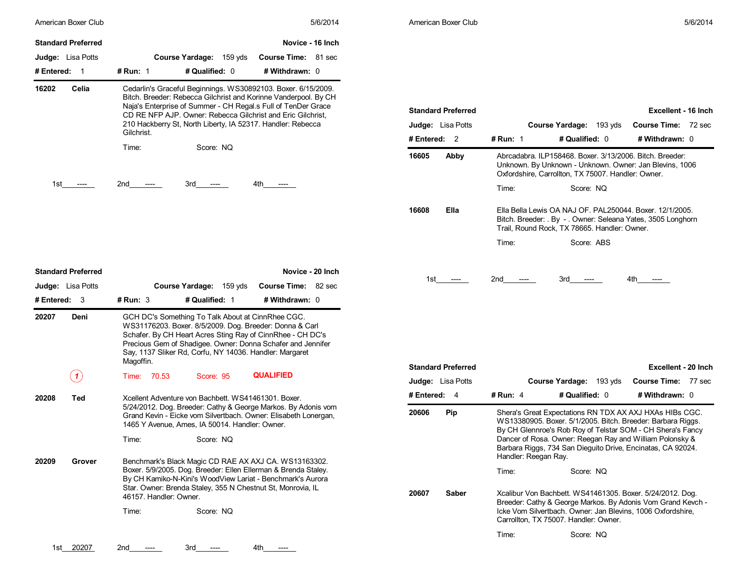## Standard Preferred — Novice - 16 Inch

**Judge:** Lisa Potts | **Course Yardage:** 159 yds | **Course Time:** 81 sec

**# Entered:** 1 | **# Run:** 1 | **# Qualified:** 0 | **# Withdrawn:** 0

**16202 Celia** — Cedarlin's Graceful Beginnings. WS30892103. Boxer. 6/15/2009. Bitch. Breeder: Rebecca Gilchrist and Korinne Vanderpool. By CH Naja's Enterprise of Summer - CH Regal.s Full of TenDer Grace CD RE NFP AJP. Owner: Rebecca Gilchrist and Eric Gilchrist, 210 Hackberry St, North Liberty, IA 52317. Handler: Rebecca Gilchrist.

Time: Score: NQ

1st ---- 2nd ---- 3rd ---- 4th ----

## Standard Preferred — Novice - 20 Inch

**Judge:** Lisa Potts | **Course Yardage:** 159 yds | **Course Time:** 82 sec

**# Entered:** 3 | **# Run:** 3 | **# Qualified:** 1 | **# Withdrawn:** 0

**20207 Deni** — GCH DC's Something To Talk About at CinnRhee CGC. WS31176203. Boxer. 8/5/2009. Dog. Breeder: Donna & Carl Schafer. By CH Heart Acres Sting Ray of CinnRhee - CH DC's Precious Gem of Shadigee. Owner: Donna Schafer and Jennifer Say, 1137 Sliker Rd, Corfu, NY 14036. Handler: Margaret Magoffin.

(1) Time: 70.53 Score: 95 **QUALIFIED**

**20208 Ted** — Xcellent Adventure von Bachbett. WS41461301. Boxer. 5/24/2012. Dog. Breeder: Cathy & George Markos. By Adonis vom Grand Kevin - Eicke vom Silvertbach. Owner: Elisabeth Lonergan, 1465 Y Avenue, Ames, IA 50014. Handler: Owner.

Time: Score: NQ

**20209 Grover** — Benchmark's Black Magic CD RAE AX AXJ CA. WS13163302. Boxer. 5/9/2005. Dog. Breeder: Ellen Ellerman & Brenda Staley. By CH Kamiko-N-Kini's WoodView Lariat - Benchmark's Aurora Star. Owner: Brenda Staley, 355 N Chestnut St, Monrovia, IL 46157. Handler: Owner.

Time: Score: NQ

1st 20207 2nd ---- 3rd ---- 4th ----

## Standard Preferred — Excellent - 16 Inch

**Judge:** Lisa Potts | **Course Yardage:** 193 yds | **Course Time:** 72 sec

**# Entered:** 2 | **# Run:** 1 | **# Qualified:** 0 | **# Withdrawn:** 0

**16605 Abby** — Abrcadabra. ILP158468. Boxer. 3/13/2006. Bitch. Breeder: Unknown. By Unknown - Unknown. Owner: Jan Blevins, 1006 Oxfordshire, Carrollton, TX 75007. Handler: Owner.

Time: Score: NQ

**16608 Ella** — Ella Bella Lewis OA NAJ OF. PAL250044. Boxer. 12/1/2005. Bitch. Breeder: . By - . Owner: Seleana Yates, 3505 Longhorn Trail, Round Rock, TX 78665. Handler: Owner.

Time: Score: ABS

1st ---- 2nd ---- 3rd ---- 4th ----

## Standard Preferred — Excellent - 20 Inch

**Judge:** Lisa Potts | **Course Yardage:** 193 yds | **Course Time:** 77 sec

**# Entered:** 4 | **# Run:** 4 | **# Qualified:** 0 | **# Withdrawn:** 0

**20606 Pip** — Shera's Great Expectations RN TDX AX AXJ HXAs HIBs CGC. WS13380905. Boxer. 5/1/2005. Bitch. Breeder: Barbara Riggs. By CH Glennroe's Rob Roy of Telstar SOM - CH Shera's Fancy Dancer of Rosa. Owner: Reegan Ray and William Polonsky & Barbara Riggs, 734 San Dieguito Drive, Encinatas, CA 92024. Handler: Reegan Ray.

Time: Score: NQ

**20607 Saber** — Xcalibur Von Bachbett. WS41461305. Boxer. 5/24/2012. Dog. Breeder: Cathy & George Markos. By Adonis Vom Grand Kevch - Icke Vom Silvertbach. Owner: Jan Blevins, 1006 Oxfordshire, Carrollton, TX 75007. Handler: Owner.

Time: Score: NQ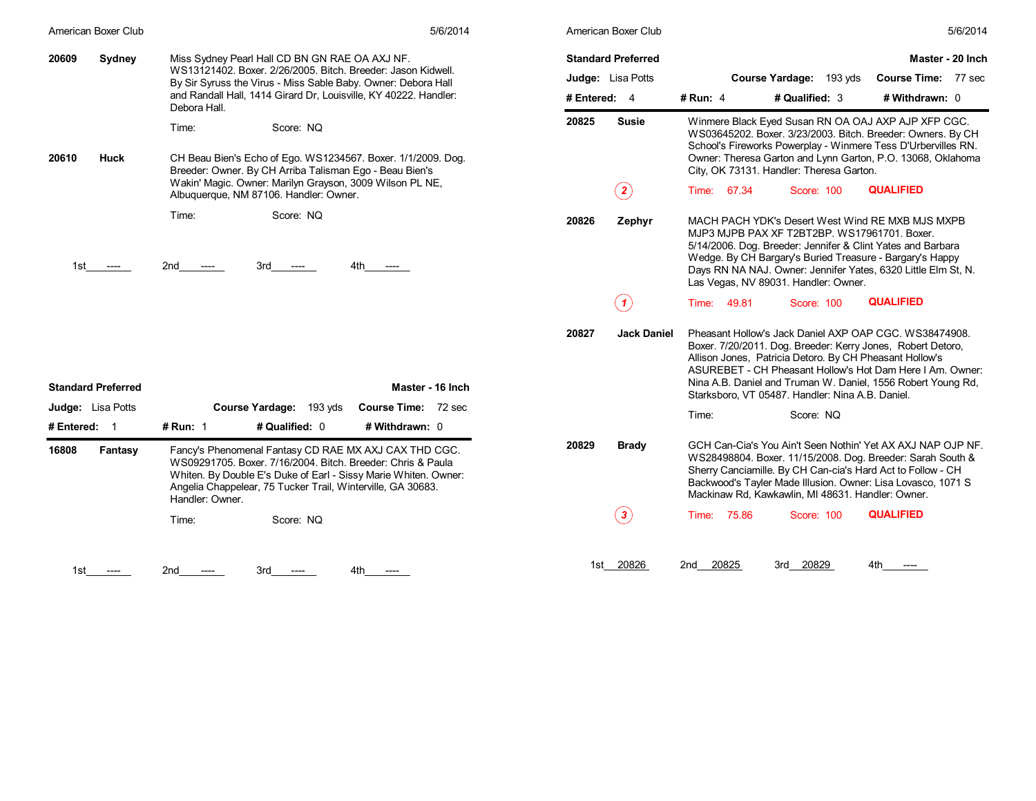**20609** **Sydney**

Miss Sydney Pearl Hall CD BN GN RAE OA AXJ NF. WS13121402. Boxer. 2/26/2005. Bitch. Breeder: Jason Kidwell. By Sir Syruss the Virus - Miss Sable Baby. Owner: Debora Hall and Randall Hall, 1414 Girard Dr, Louisville, KY 40222. Handler: Debora Hall.

Time: Score: NQ

**20610** **Huck**

CH Beau Bien's Echo of Ego. WS1234567. Boxer. 1/1/2009. Dog. Breeder: Owner. By CH Arriba Talisman Ego - Beau Bien's Wakin' Magic. Owner: Marilyn Grayson, 3009 Wilson PL NE, Albuquerque, NM 87106. Handler: Owner.

Time: Score: NQ

1st ---- 2nd ---- 3rd ---- 4th ----

## Standard Preferred — Master - 16 Inch

**Judge:** Lisa Potts **Course Yardage:** 193 yds **Course Time:** 72 sec

**# Entered:** 1 **# Run:** 1 **# Qualified:** 0 **# Withdrawn:** 0

**16808** **Fantasy**

Fancy's Phenomenal Fantasy CD RAE MX AXJ CAX THD CGC. WS09291705. Boxer. 7/16/2004. Bitch. Breeder: Chris & Paula Whiten. By Double E's Duke of Earl - Sissy Marie Whiten. Owner: Angelia Chappelear, 75 Tucker Trail, Winterville, GA 30683. Handler: Owner.

Time: Score: NQ

1st ---- 2nd ---- 3rd ---- 4th ----

## Standard Preferred — Master - 20 Inch

**Judge:** Lisa Potts **Course Yardage:** 193 yds **Course Time:** 77 sec

**# Entered:** 4 **# Run:** 4 **# Qualified:** 3 **# Withdrawn:** 0

**20825** **Susie**

Winmere Black Eyed Susan RN OA OAJ AXP AJP XFP CGC. WS03645202. Boxer. 3/23/2003. Bitch. Breeder: Owners. By CH School's Fireworks Powerplay - Winmere Tess D'Urbervilles RN. Owner: Theresa Garton and Lynn Garton, P.O. 13068, Oklahoma City, OK 73131. Handler: Theresa Garton.

(2) Time: 67.34 Score: 100 QUALIFIED

**20826** **Zephyr**

MACH PACH YDK's Desert West Wind RE MXB MJS MXPB MJP3 MJPB PAX XF T2BT2BP. WS17961701. Boxer. 5/14/2006. Dog. Breeder: Jennifer & Clint Yates and Barbara Wedge. By CH Bargary's Buried Treasure - Bargary's Happy Days RN NA NAJ. Owner: Jennifer Yates, 6320 Little Elm St, N. Las Vegas, NV 89031. Handler: Owner.

(1) Time: 49.81 Score: 100 QUALIFIED

**20827** **Jack Daniel**

Pheasant Hollow's Jack Daniel AXP OAP CGC. WS38474908. Boxer. 7/20/2011. Dog. Breeder: Kerry Jones, Robert Detoro, Allison Jones, Patricia Detoro. By CH Pheasant Hollow's ASUREBET - CH Pheasant Hollow's Hot Dam Here I Am. Owner: Nina A.B. Daniel and Truman W. Daniel, 1556 Robert Young Rd, Starksboro, VT 05487. Handler: Nina A.B. Daniel.

Time: Score: NQ

**20829** **Brady**

GCH Can-Cia's You Ain't Seen Nothin' Yet AX AXJ NAP OJP NF. WS28498804. Boxer. 11/15/2008. Dog. Breeder: Sarah South & Sherry Canciamille. By CH Can-cia's Hard Act to Follow - CH Backwood's Tayler Made Illusion. Owner: Lisa Lovasco, 1071 S Mackinaw Rd, Kawkawlin, MI 48631. Handler: Owner.

(3) Time: 75.86 Score: 100 QUALIFIED

1st 20826 2nd 20825 3rd 20829 4th ----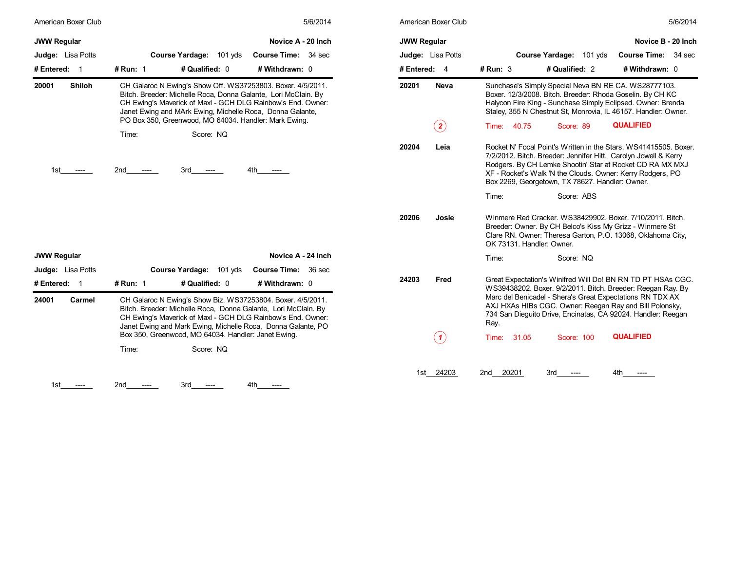## JWW Regular — Novice A - 20 Inch

**Judge:** Lisa Potts | **Course Yardage:** 101 yds | **Course Time:** 34 sec

**# Entered:** 1 | **# Run:** 1 | **# Qualified:** 0 | **# Withdrawn:** 0

**20001 Shiloh** — CH Galaroc N Ewing's Show Off. WS37253803. Boxer. 4/5/2011. Bitch. Breeder: Michelle Roca, Donna Galante, Lori McClain. By CH Ewing's Maverick of Maxl - GCH DLG Rainbow's End. Owner: Janet Ewing and MArk Ewing, Michelle Roca, Donna Galante, PO Box 350, Greenwood, MO 64034. Handler: Mark Ewing.

Time: Score: NQ

1st ---- 2nd ---- 3rd ---- 4th ----

## JWW Regular — Novice A - 24 Inch

**Judge:** Lisa Potts | **Course Yardage:** 101 yds | **Course Time:** 36 sec

**# Entered:** 1 | **# Run:** 1 | **# Qualified:** 0 | **# Withdrawn:** 0

**24001 Carmel** — CH Galaroc N Ewing's Show Biz. WS37253804. Boxer. 4/5/2011. Bitch. Breeder: Michelle Roca, Donna Galante, Lori McClain. By CH Ewing's Maverick of Maxl - GCH DLG Rainbow's End. Owner: Janet Ewing and Mark Ewing, Michelle Roca, Donna Galante, PO Box 350, Greenwood, MO 64034. Handler: Janet Ewing.

Time: Score: NQ

1st ---- 2nd ---- 3rd ---- 4th ----

## JWW Regular — Novice B - 20 Inch

**Judge:** Lisa Potts | **Course Yardage:** 101 yds | **Course Time:** 34 sec

**# Entered:** 4 | **# Run:** 3 | **# Qualified:** 2 | **# Withdrawn:** 0

**20201 Neva** — Sunchase's Simply Special Neva BN RE CA. WS28777103. Boxer. 12/3/2008. Bitch. Breeder: Rhoda Goselin. By CH KC Halycon Fire King - Sunchase Simply Eclipsed. Owner: Brenda Staley, 355 N Chestnut St, Monrovia, IL 46157. Handler: Owner.

(2) Time: 40.75 Score: 89 QUALIFIED

**20204 Leia** — Rocket N' Focal Point's Written in the Stars. WS41415505. Boxer. 7/2/2012. Bitch. Breeder: Jennifer Hitt, Carolyn Jowell & Kerry Rodgers. By CH Lemke Shootin' Star at Rocket CD RA MX MXJ XF - Rocket's Walk 'N the Clouds. Owner: Kerry Rodgers, PO Box 2269, Georgetown, TX 78627. Handler: Owner.

Time: Score: ABS

**20206 Josie** — Winmere Red Cracker. WS38429902. Boxer. 7/10/2011. Bitch. Breeder: Owner. By CH Belco's Kiss My Grizz - Winmere St Clare RN. Owner: Theresa Garton, P.O. 13068, Oklahoma City, OK 73131. Handler: Owner.

Time: Score: NQ

**24203 Fred** — Great Expectation's Winifred Will Do! BN RN TD PT HSAs CGC. WS39438202. Boxer. 9/2/2011. Bitch. Breeder: Reegan Ray. By Marc del Benicadel - Shera's Great Expectations RN TDX AX AXJ HXAs HIBs CGC. Owner: Reegan Ray and Bill Polonsky, 734 San Dieguito Drive, Encinatas, CA 92024. Handler: Reegan Ray.

(1) Time: 31.05 Score: 100 QUALIFIED

1st 24203 2nd 20201 3rd ---- 4th ----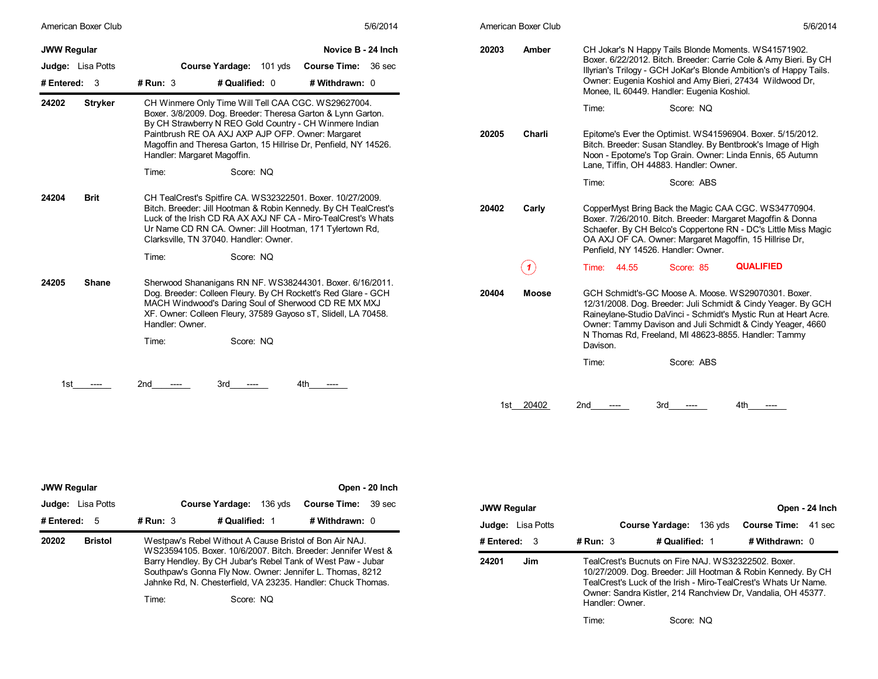## JWW Regular — Novice B - 24 Inch

**Judge:** Lisa Potts **Course Yardage:** 101 yds **Course Time:** 36 sec

**# Entered:** 3 **# Run:** 3 **# Qualified:** 0 **# Withdrawn:** 0

**24202 Stryker**

CH Winmere Only Time Will Tell CAA CGC. WS29627004. Boxer. 3/8/2009. Dog. Breeder: Theresa Garton & Lynn Garton. By CH Strawberry N REO Gold Country - CH Winmere Indian Paintbrush RE OA AXJ AXP AJP OFP. Owner: Margaret Magoffin and Theresa Garton, 15 Hillrise Dr, Penfield, NY 14526. Handler: Margaret Magoffin.

Time: Score: NQ

**24204 Brit**

CH TealCrest's Spitfire CA. WS32322501. Boxer. 10/27/2009. Bitch. Breeder: Jill Hootman & Robin Kennedy. By CH TealCrest's Luck of the Irish CD RA AX AXJ NF CA - Miro-TealCrest's Whats Ur Name CD RN CA. Owner: Jill Hootman, 171 Tylertown Rd, Clarksville, TN 37040. Handler: Owner.

Time: Score: NQ

**24205 Shane**

Sherwood Shananigans RN NF. WS38244301. Boxer. 6/16/2011. Dog. Breeder: Colleen Fleury. By CH Rockett's Red Glare - GCH MACH Windwood's Daring Soul of Sherwood CD RE MX MXJ XF. Owner: Colleen Fleury, 37589 Gayoso sT, Slidell, LA 70458. Handler: Owner.

Time: Score: NQ

1st ---- 2nd ---- 3rd ---- 4th ----

## JWW Regular — Open - 20 Inch

**Judge:** Lisa Potts **Course Yardage:** 136 yds **Course Time:** 39 sec

**# Entered:** 5 **# Run:** 3 **# Qualified:** 1 **# Withdrawn:** 0

**20202 Bristol**

Westpaw's Rebel Without A Cause Bristol of Bon Air NAJ. WS23594105. Boxer. 10/6/2007. Bitch. Breeder: Jennifer West & Barry Hendley. By CH Jubar's Rebel Tank of West Paw - Jubar Southpaw's Gonna Fly Now. Owner: Jennifer L. Thomas, 8212 Jahnke Rd, N. Chesterfield, VA 23235. Handler: Chuck Thomas.

Time: Score: NQ

**20203 Amber**

CH Jokar's N Happy Tails Blonde Moments. WS41571902. Boxer. 6/22/2012. Bitch. Breeder: Carrie Cole & Amy Bieri. By CH Illyrian's Trilogy - GCH JoKar's Blonde Ambition's of Happy Tails. Owner: Eugenia Koshiol and Amy Bieri, 27434 Wildwood Dr, Monee, IL 60449. Handler: Eugenia Koshiol.

Time: Score: NQ

**20205 Charli**

Epitome's Ever the Optimist. WS41596904. Boxer. 5/15/2012. Bitch. Breeder: Susan Standley. By Bentbrook's Image of High Noon - Epotome's Top Grain. Owner: Linda Ennis, 65 Autumn Lane, Tiffin, OH 44883. Handler: Owner.

Time: Score: ABS

**20402 Carly**

CopperMyst Bring Back the Magic CAA CGC. WS34770904. Boxer. 7/26/2010. Bitch. Breeder: Margaret Magoffin & Donna Schaefer. By CH Belco's Coppertone RN - DC's Little Miss Magic OA AXJ OF CA. Owner: Margaret Magoffin, 15 Hillrise Dr, Penfield, NY 14526. Handler: Owner.

1 Time: 44.55 Score: 85 **QUALIFIED**

**20404 Moose**

GCH Schmidt's-GC Moose A. Moose. WS29070301. Boxer. 12/31/2008. Dog. Breeder: Juli Schmidt & Cindy Yeager. By GCH Raineylane-Studio DaVinci - Schmidt's Mystic Run at Heart Acre. Owner: Tammy Davison and Juli Schmidt & Cindy Yeager, 4660 N Thomas Rd, Freeland, MI 48623-8855. Handler: Tammy Davison.

Time: Score: ABS

1st 20402 2nd ---- 3rd ---- 4th ----

## JWW Regular — Open - 24 Inch

**Judge:** Lisa Potts **Course Yardage:** 136 yds **Course Time:** 41 sec

**# Entered:** 3 **# Run:** 3 **# Qualified:** 1 **# Withdrawn:** 0

**24201 Jim**

TealCrest's Bucnuts on Fire NAJ. WS32322502. Boxer. 10/27/2009. Dog. Breeder: Jill Hootman & Robin Kennedy. By CH TealCrest's Luck of the Irish - Miro-TealCrest's Whats Ur Name. Owner: Sandra Kistler, 214 Ranchview Dr, Vandalia, OH 45377. Handler: Owner.

Time: Score: NQ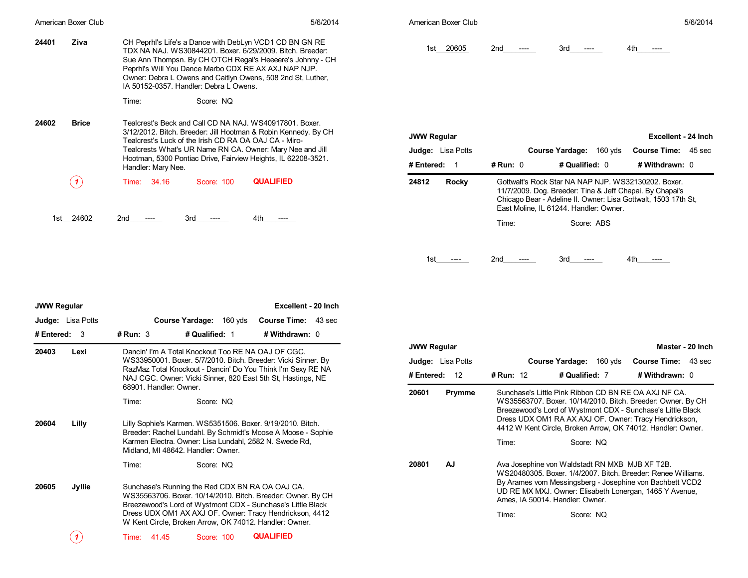**24401** **Ziva**

CH Peprhl's Life's a Dance with DebLyn VCD1 CD BN GN RE TDX NA NAJ. WS30844201. Boxer. 6/29/2009. Bitch. Breeder: Sue Ann Thompsn. By CH OTCH Regal's Heeeere's Johnny - CH Peprhl's Will You Dance Marbo CDX RE AX AXJ NAP NJP. Owner: Debra L Owens and Caitlyn Owens, 508 2nd St, Luther, IA 50152-0357. Handler: Debra L Owens.

Time: Score: NQ

**24602** **Brice**

Tealcrest's Beck and Call CD NA NAJ. WS40917801. Boxer. 3/12/2012. Bitch. Breeder: Jill Hootman & Robin Kennedy. By CH Tealcrest's Luck of the Irish CD RA OA OAJ CA - Miro-Tealcrests What's UR Name RN CA. Owner: Mary Nee and Jill Hootman, 5300 Pontiac Drive, Fairview Heights, IL 62208-3521. Handler: Mary Nee.

(1) Time: 34.16 Score: 100 **QUALIFIED**

1st 24602 2nd ---- 3rd ---- 4th ----

## JWW Regular — Excellent - 20 Inch

**Judge:** Lisa Potts **Course Yardage:** 160 yds **Course Time:** 43 sec

**# Entered:** 3 **# Run:** 3 **# Qualified:** 1 **# Withdrawn:** 0

**20403** **Lexi**

Dancin' I'm A Total Knockout Too RE NA OAJ OF CGC. WS33950001. Boxer. 5/7/2010. Bitch. Breeder: Vicki Sinner. By RazMaz Total Knockout - Dancin' Do You Think I'm Sexy RE NA NAJ CGC. Owner: Vicki Sinner, 820 East 5th St, Hastings, NE 68901. Handler: Owner.

Time: Score: NQ

**20604** **Lilly**

Lilly Sophie's Karmen. WS5351506. Boxer. 9/19/2010. Bitch. Breeder: Rachel Lundahl. By Schmidt's Moose A Moose - Sophie Karmen Electra. Owner: Lisa Lundahl, 2582 N. Swede Rd, Midland, MI 48642. Handler: Owner.

Time: Score: NQ

**20605** **Jyllie**

Sunchase's Running the Red CDX BN RA OA OAJ CA. WS35563706. Boxer. 10/14/2010. Bitch. Breeder: Owner. By CH Breezewood's Lord of Wystmont CDX - Sunchase's Little Black Dress UDX OM1 AX AXJ OF. Owner: Tracy Hendrickson, 4412 W Kent Circle, Broken Arrow, OK 74012. Handler: Owner.

(1) Time: 41.45 Score: 100 **QUALIFIED**

1st 20605 2nd ---- 3rd ---- 4th ----

## JWW Regular — Excellent - 24 Inch

**Judge:** Lisa Potts **Course Yardage:** 160 yds **Course Time:** 45 sec

**# Entered:** 1 **# Run:** 0 **# Qualified:** 0 **# Withdrawn:** 0

**24812** **Rocky**

Gottwalt's Rock Star NA NAP NJP. WS32130202. Boxer. 11/7/2009. Dog. Breeder: Tina & Jeff Chapai. By Chapai's Chicago Bear - Adeline II. Owner: Lisa Gottwalt, 1503 17th St, East Moline, IL 61244. Handler: Owner.

Time: Score: ABS

1st ---- 2nd ---- 3rd ---- 4th ----

## JWW Regular — Master - 20 Inch

**Judge:** Lisa Potts **Course Yardage:** 160 yds **Course Time:** 43 sec

**# Entered:** 12 **# Run:** 12 **# Qualified:** 7 **# Withdrawn:** 0

**20601** **Prymme**

Sunchase's Little Pink Ribbon CD BN RE OA AXJ NF CA. WS35563707. Boxer. 10/14/2010. Bitch. Breeder: Owner. By CH Breezewood's Lord of Wystmont CDX - Sunchase's Little Black Dress UDX OM1 RA AX AXJ OF. Owner: Tracy Hendrickson, 4412 W Kent Circle, Broken Arrow, OK 74012. Handler: Owner.

Time: Score: NQ

**20801** **AJ**

Ava Josephine von Waldstadt RN MXB MJB XF T2B. WS20480305. Boxer. 1/4/2007. Bitch. Breeder: Renee Williams. By Arames vom Messingsberg - Josephine von Bachbett VCD2 UD RE MX MXJ. Owner: Elisabeth Lonergan, 1465 Y Avenue, Ames, IA 50014. Handler: Owner.

Time: Score: NQ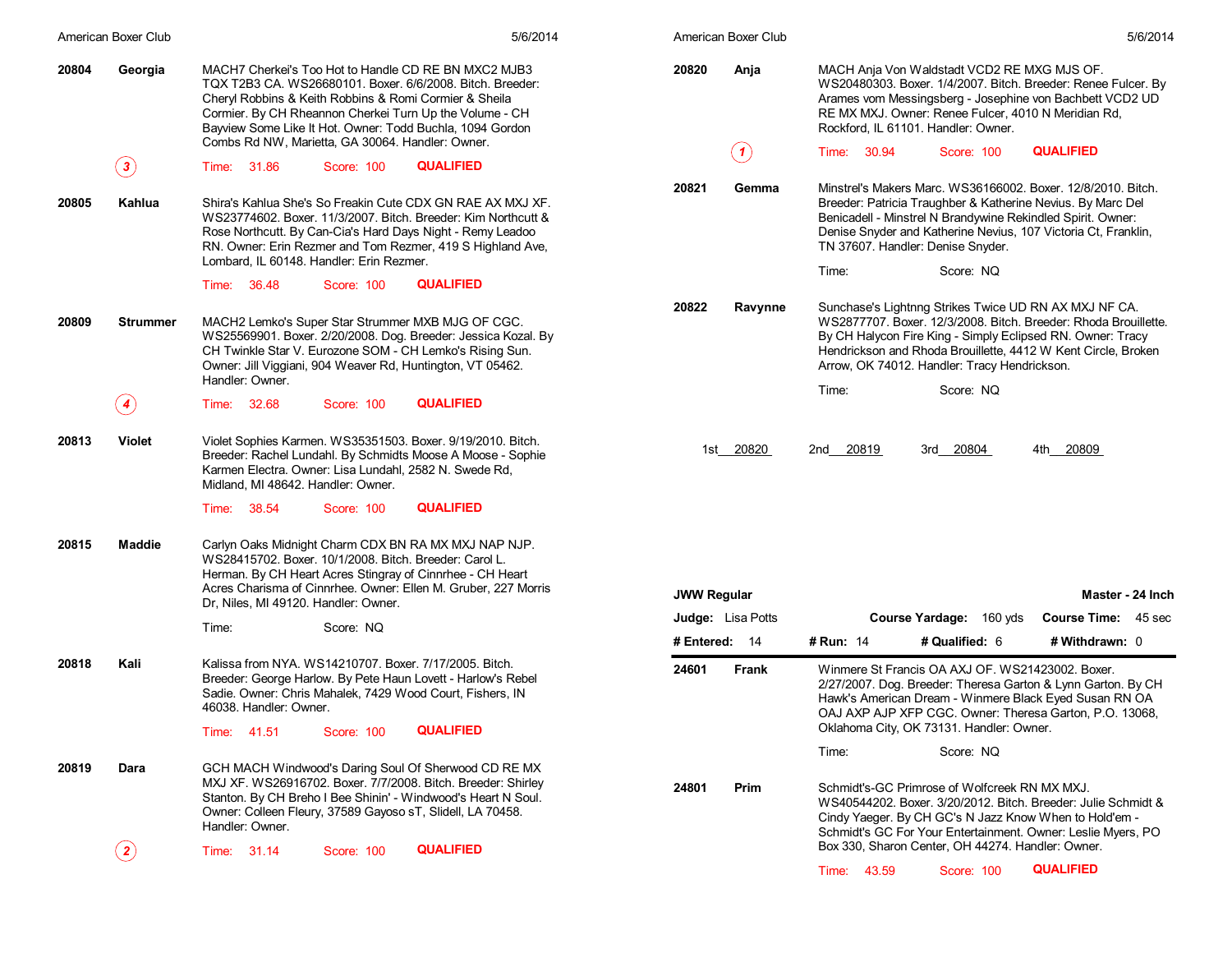**20804** **Georgia** MACH7 Cherkei's Too Hot to Handle CD RE BN MXC2 MJB3 TQX T2B3 CA. WS26680101. Boxer. 6/6/2008. Bitch. Breeder: Cheryl Robbins & Keith Robbins & Romi Cormier & Sheila Cormier. By CH Rheannon Cherkei Turn Up the Volume - CH Bayview Some Like It Hot. Owner: Todd Buchla, 1094 Gordon Combs Rd NW, Marietta, GA 30064. Handler: Owner.

(3) Time: 31.86 Score: 100 **QUALIFIED**

**20805** **Kahlua** Shira's Kahlua She's So Freakin Cute CDX GN RAE AX MXJ XF. WS23774602. Boxer. 11/3/2007. Bitch. Breeder: Kim Northcutt & Rose Northcutt. By Can-Cia's Hard Days Night - Remy Leadoo RN. Owner: Erin Rezmer and Tom Rezmer, 419 S Highland Ave, Lombard, IL 60148. Handler: Erin Rezmer.

Time: 36.48 Score: 100 **QUALIFIED**

**20809** **Strummer** MACH2 Lemko's Super Star Strummer MXB MJG OF CGC. WS25569901. Boxer. 2/20/2008. Dog. Breeder: Jessica Kozal. By CH Twinkle Star V. Eurozone SOM - CH Lemko's Rising Sun. Owner: Jill Viggiani, 904 Weaver Rd, Huntington, VT 05462. Handler: Owner.

(4) Time: 32.68 Score: 100 **QUALIFIED**

**20813** **Violet** Violet Sophies Karmen. WS35351503. Boxer. 9/19/2010. Bitch. Breeder: Rachel Lundahl. By Schmidts Moose A Moose - Sophie Karmen Electra. Owner: Lisa Lundahl, 2582 N. Swede Rd, Midland, MI 48642. Handler: Owner.

Time: 38.54 Score: 100 **QUALIFIED**

**20815** **Maddie** Carlyn Oaks Midnight Charm CDX BN RA MX MXJ NAP NJP. WS28415702. Boxer. 10/1/2008. Bitch. Breeder: Carol L. Herman. By CH Heart Acres Stingray of Cinnrhee - CH Heart Acres Charisma of Cinnrhee. Owner: Ellen M. Gruber, 227 Morris Dr, Niles, MI 49120. Handler: Owner.

Time: Score: NQ

**20818** **Kali** Kalissa from NYA. WS14210707. Boxer. 7/17/2005. Bitch. Breeder: George Harlow. By Pete Haun Lovett - Harlow's Rebel Sadie. Owner: Chris Mahalek, 7429 Wood Court, Fishers, IN 46038. Handler: Owner.

Time: 41.51 Score: 100 **QUALIFIED**

**20819** **Dara** GCH MACH Windwood's Daring Soul Of Sherwood CD RE MX MXJ XF. WS26916702. Boxer. 7/7/2008. Bitch. Breeder: Shirley Stanton. By CH Breho I Bee Shinin' - Windwood's Heart N Soul. Owner: Colleen Fleury, 37589 Gayoso sT, Slidell, LA 70458. Handler: Owner.

(2) Time: 31.14 Score: 100 **QUALIFIED**

**20820** **Anja** MACH Anja Von Waldstadt VCD2 RE MXG MJS OF. WS20480303. Boxer. 1/4/2007. Bitch. Breeder: Renee Fulcer. By Arames vom Messingsberg - Josephine von Bachbett VCD2 UD RE MX MXJ. Owner: Renee Fulcer, 4010 N Meridian Rd, Rockford, IL 61101. Handler: Owner.

(1) Time: 30.94 Score: 100 **QUALIFIED**

**20821** **Gemma** Minstrel's Makers Marc. WS36166002. Boxer. 12/8/2010. Bitch. Breeder: Patricia Traughber & Katherine Nevius. By Marc Del Benicadell - Minstrel N Brandywine Rekindled Spirit. Owner: Denise Snyder and Katherine Nevius, 107 Victoria Ct, Franklin, TN 37607. Handler: Denise Snyder.

Time: Score: NQ

**20822** **Ravynne** Sunchase's Lightnng Strikes Twice UD RN AX MXJ NF CA. WS2877707. Boxer. 12/3/2008. Bitch. Breeder: Rhoda Brouillette. By CH Halycon Fire King - Simply Eclipsed RN. Owner: Tracy Hendrickson and Rhoda Brouillette, 4412 W Kent Circle, Broken Arrow, OK 74012. Handler: Tracy Hendrickson.

Time: Score: NQ

1st 20820 2nd 20819 3rd 20804 4th 20809

**JWW Regular** **Master - 24 Inch**

**Judge:** Lisa Potts **Course Yardage:** 160 yds **Course Time:** 45 sec

**# Entered:** 14 **# Run:** 14 **# Qualified:** 6 **# Withdrawn:** 0

**24601** **Frank** Winmere St Francis OA AXJ OF. WS21423002. Boxer. 2/27/2007. Dog. Breeder: Theresa Garton & Lynn Garton. By CH Hawk's American Dream - Winmere Black Eyed Susan RN OA OAJ AXP AJP XFP CGC. Owner: Theresa Garton, P.O. 13068, Oklahoma City, OK 73131. Handler: Owner.

Time: Score: NQ

**24801** **Prim** Schmidt's-GC Primrose of Wolfcreek RN MX MXJ. WS40544202. Boxer. 3/20/2012. Bitch. Breeder: Julie Schmidt & Cindy Yaeger. By CH GC's N Jazz Know When to Hold'em - Schmidt's GC For Your Entertainment. Owner: Leslie Myers, PO Box 330, Sharon Center, OH 44274. Handler: Owner.

Time: 43.59 Score: 100 **QUALIFIED**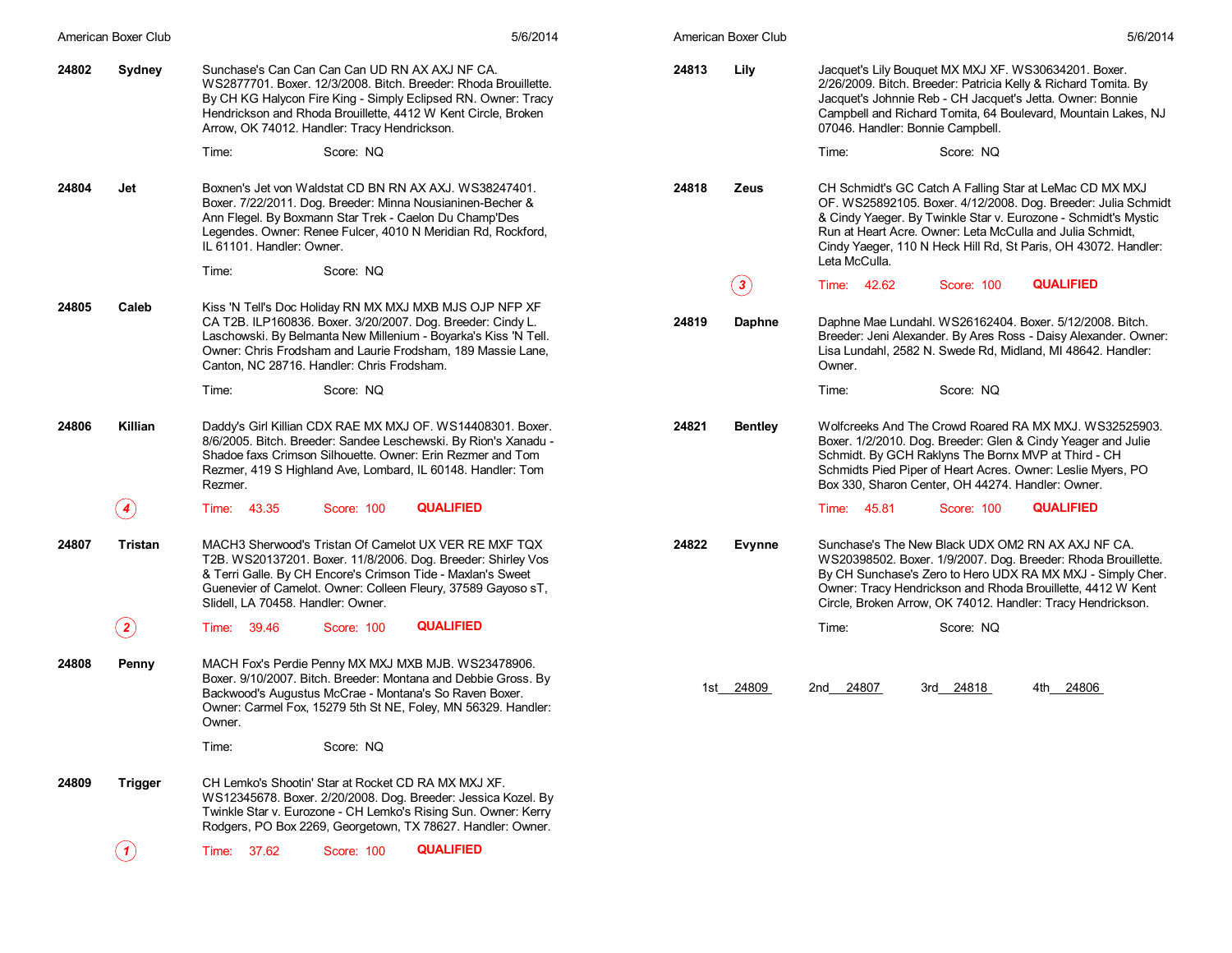**24802 Sydney**

Sunchase's Can Can Can Can UD RN AX AXJ NF CA. WS2877701. Boxer. 12/3/2008. Bitch. Breeder: Rhoda Brouillette. By CH KG Halycon Fire King - Simply Eclipsed RN. Owner: Tracy Hendrickson and Rhoda Brouillette, 4412 W Kent Circle, Broken Arrow, OK 74012. Handler: Tracy Hendrickson.

Time: Score: NQ

**24804 Jet**

Boxnen's Jet von Waldstat CD BN RN AX AXJ. WS38247401. Boxer. 7/22/2011. Dog. Breeder: Minna Nousianinen-Becher & Ann Flegel. By Boxmann Star Trek - Caelon Du Champ'Des Legendes. Owner: Renee Fulcer, 4010 N Meridian Rd, Rockford, IL 61101. Handler: Owner.

Time: Score: NQ

**24805 Caleb**

Kiss 'N Tell's Doc Holiday RN MX MXJ MXB MJS OJP NFP XF CA T2B. ILP160836. Boxer. 3/20/2007. Dog. Breeder: Cindy L. Laschowski. By Belmanta New Millenium - Boyarka's Kiss 'N Tell. Owner: Chris Frodsham and Laurie Frodsham, 189 Massie Lane, Canton, NC 28716. Handler: Chris Frodsham.

Time: Score: NQ

**24806 Killian**

Daddy's Girl Killian CDX RAE MX MXJ OF. WS14408301. Boxer. 8/6/2005. Bitch. Breeder: Sandee Leschewski. By Rion's Xanadu - Shadoe faxs Crimson Silhouette. Owner: Erin Rezmer and Tom Rezmer, 419 S Highland Ave, Lombard, IL 60148. Handler: Tom Rezmer.

(4) Time: 43.35 Score: 100 **QUALIFIED**

**24807 Tristan**

MACH3 Sherwood's Tristan Of Camelot UX VER RE MXF TQX T2B. WS20137201. Boxer. 11/8/2006. Dog. Breeder: Shirley Vos & Terri Galle. By CH Encore's Crimson Tide - Maxlan's Sweet Guenevier of Camelot. Owner: Colleen Fleury, 37589 Gayoso sT, Slidell, LA 70458. Handler: Owner.

(2) Time: 39.46 Score: 100 **QUALIFIED**

**24808 Penny**

MACH Fox's Perdie Penny MX MXJ MXB MJB. WS23478906. Boxer. 9/10/2007. Bitch. Breeder: Montana and Debbie Gross. By Backwood's Augustus McCrae - Montana's So Raven Boxer. Owner: Carmel Fox, 15279 5th St NE, Foley, MN 56329. Handler: Owner.

Time: Score: NQ

**24809 Trigger**

CH Lemko's Shootin' Star at Rocket CD RA MX MXJ XF. WS12345678. Boxer. 2/20/2008. Dog. Breeder: Jessica Kozel. By Twinkle Star v. Eurozone - CH Lemko's Rising Sun. Owner: Kerry Rodgers, PO Box 2269, Georgetown, TX 78627. Handler: Owner.

(1) Time: 37.62 Score: 100 **QUALIFIED**

**24813 Lily**

Jacquet's Lily Bouquet MX MXJ XF. WS30634201. Boxer. 2/26/2009. Bitch. Breeder: Patricia Kelly & Richard Tomita. By Jacquet's Johnnie Reb - CH Jacquet's Jetta. Owner: Bonnie Campbell and Richard Tomita, 64 Boulevard, Mountain Lakes, NJ 07046. Handler: Bonnie Campbell.

Time: Score: NQ

**24818 Zeus**

CH Schmidt's GC Catch A Falling Star at LeMac CD MX MXJ OF. WS25892105. Boxer. 4/12/2008. Dog. Breeder: Julia Schmidt & Cindy Yaeger. By Twinkle Star v. Eurozone - Schmidt's Mystic Run at Heart Acre. Owner: Leta McCulla and Julia Schmidt, Cindy Yaeger, 110 N Heck Hill Rd, St Paris, OH 43072. Handler: Leta McCulla.

(3) Time: 42.62 Score: 100 **QUALIFIED**

**24819 Daphne**

Daphne Mae Lundahl. WS26162404. Boxer. 5/12/2008. Bitch. Breeder: Jeni Alexander. By Ares Ross - Daisy Alexander. Owner: Lisa Lundahl, 2582 N. Swede Rd, Midland, MI 48642. Handler: Owner.

Time: Score: NQ

**24821 Bentley**

Wolfcreeks And The Crowd Roared RA MX MXJ. WS32525903. Boxer. 1/2/2010. Dog. Breeder: Glen & Cindy Yeager and Julie Schmidt. By GCH Raklyns The Bornx MVP at Third - CH Schmidts Pied Piper of Heart Acres. Owner: Leslie Myers, PO Box 330, Sharon Center, OH 44274. Handler: Owner.

Time: 45.81 Score: 100 **QUALIFIED**

**24822 Evynne**

Sunchase's The New Black UDX OM2 RN AX AXJ NF CA. WS20398502. Boxer. 1/9/2007. Dog. Breeder: Rhoda Brouillette. By CH Sunchase's Zero to Hero UDX RA MX MXJ - Simply Cher. Owner: Tracy Hendrickson and Rhoda Brouillette, 4412 W Kent Circle, Broken Arrow, OK 74012. Handler: Tracy Hendrickson.

Time: Score: NQ

1st 24809 2nd 24807 3rd 24818 4th 24806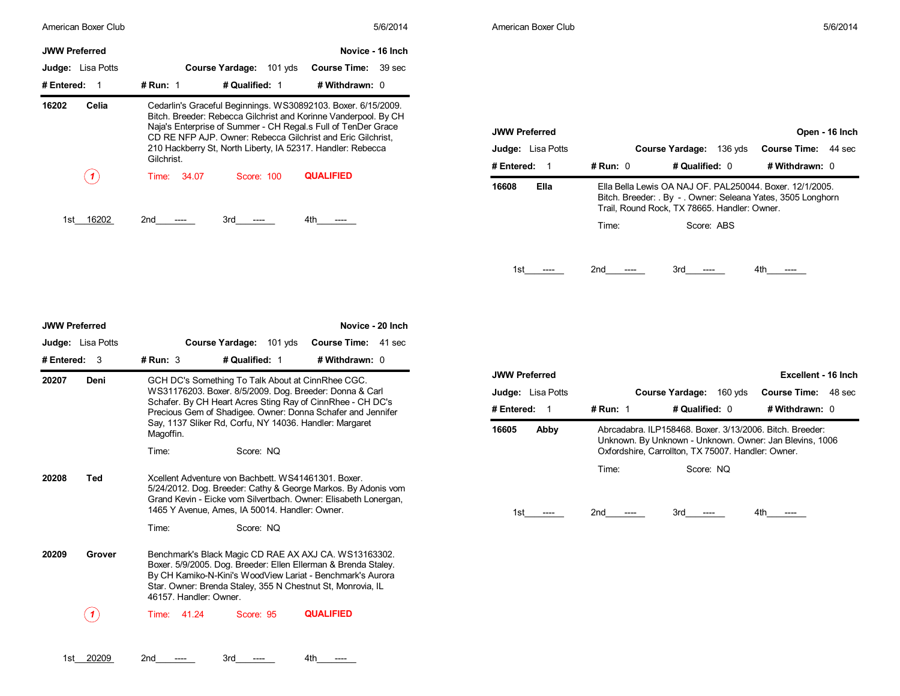## JWW Preferred — Novice - 16 Inch

**Judge:** Lisa Potts **Course Yardage:** 101 yds **Course Time:** 39 sec

**# Entered:** 1 **# Run:** 1 **# Qualified:** 1 **# Withdrawn:** 0

**16202 Celia** — Cedarlin's Graceful Beginnings. WS30892103. Boxer. 6/15/2009. Bitch. Breeder: Rebecca Gilchrist and Korinne Vanderpool. By CH Naja's Enterprise of Summer - CH Regal.s Full of TenDer Grace CD RE NFP AJP. Owner: Rebecca Gilchrist and Eric Gilchrist, 210 Hackberry St, North Liberty, IA 52317. Handler: Rebecca Gilchrist.

(1) Time: 34.07 Score: 100 **QUALIFIED**

1st 16202 2nd ---- 3rd ---- 4th ----

## JWW Preferred — Novice - 20 Inch

**Judge:** Lisa Potts **Course Yardage:** 101 yds **Course Time:** 41 sec

**# Entered:** 3 **# Run:** 3 **# Qualified:** 1 **# Withdrawn:** 0

**20207 Deni** — GCH DC's Something To Talk About at CinnRhee CGC. WS31176203. Boxer. 8/5/2009. Dog. Breeder: Donna & Carl Schafer. By CH Heart Acres Sting Ray of CinnRhee - CH DC's Precious Gem of Shadigee. Owner: Donna Schafer and Jennifer Say, 1137 Sliker Rd, Corfu, NY 14036. Handler: Margaret Magoffin.

Time: Score: NQ

**20208 Ted** — Xcellent Adventure von Bachbett. WS41461301. Boxer. 5/24/2012. Dog. Breeder: Cathy & George Markos. By Adonis vom Grand Kevin - Eicke vom Silvertbach. Owner: Elisabeth Lonergan, 1465 Y Avenue, Ames, IA 50014. Handler: Owner.

Time: Score: NQ

**20209 Grover** — Benchmark's Black Magic CD RAE AX AXJ CA. WS13163302. Boxer. 5/9/2005. Dog. Breeder: Ellen Ellerman & Brenda Staley. By CH Kamiko-N-Kini's WoodView Lariat - Benchmark's Aurora Star. Owner: Brenda Staley, 355 N Chestnut St, Monrovia, IL 46157. Handler: Owner.

(1) Time: 41.24 Score: 95 **QUALIFIED**

1st 20209 2nd ---- 3rd ---- 4th ----

## JWW Preferred — Open - 16 Inch

**Judge:** Lisa Potts **Course Yardage:** 136 yds **Course Time:** 44 sec

**# Entered:** 1 **# Run:** 0 **# Qualified:** 0 **# Withdrawn:** 0

**16608 Ella** — Ella Bella Lewis OA NAJ OF. PAL250044. Boxer. 12/1/2005. Bitch. Breeder: . By - . Owner: Seleana Yates, 3505 Longhorn Trail, Round Rock, TX 78665. Handler: Owner.

Time: Score: ABS

1st ---- 2nd ---- 3rd ---- 4th ----

## JWW Preferred — Excellent - 16 Inch

**Judge:** Lisa Potts **Course Yardage:** 160 yds **Course Time:** 48 sec

**# Entered:** 1 **# Run:** 1 **# Qualified:** 0 **# Withdrawn:** 0

**16605 Abby** — Abrcadabra. ILP158468. Boxer. 3/13/2006. Bitch. Breeder: Unknown. By Unknown - Unknown. Owner: Jan Blevins, 1006 Oxfordshire, Carrollton, TX 75007. Handler: Owner.

Time: Score: NQ

1st ---- 2nd ---- 3rd ---- 4th ----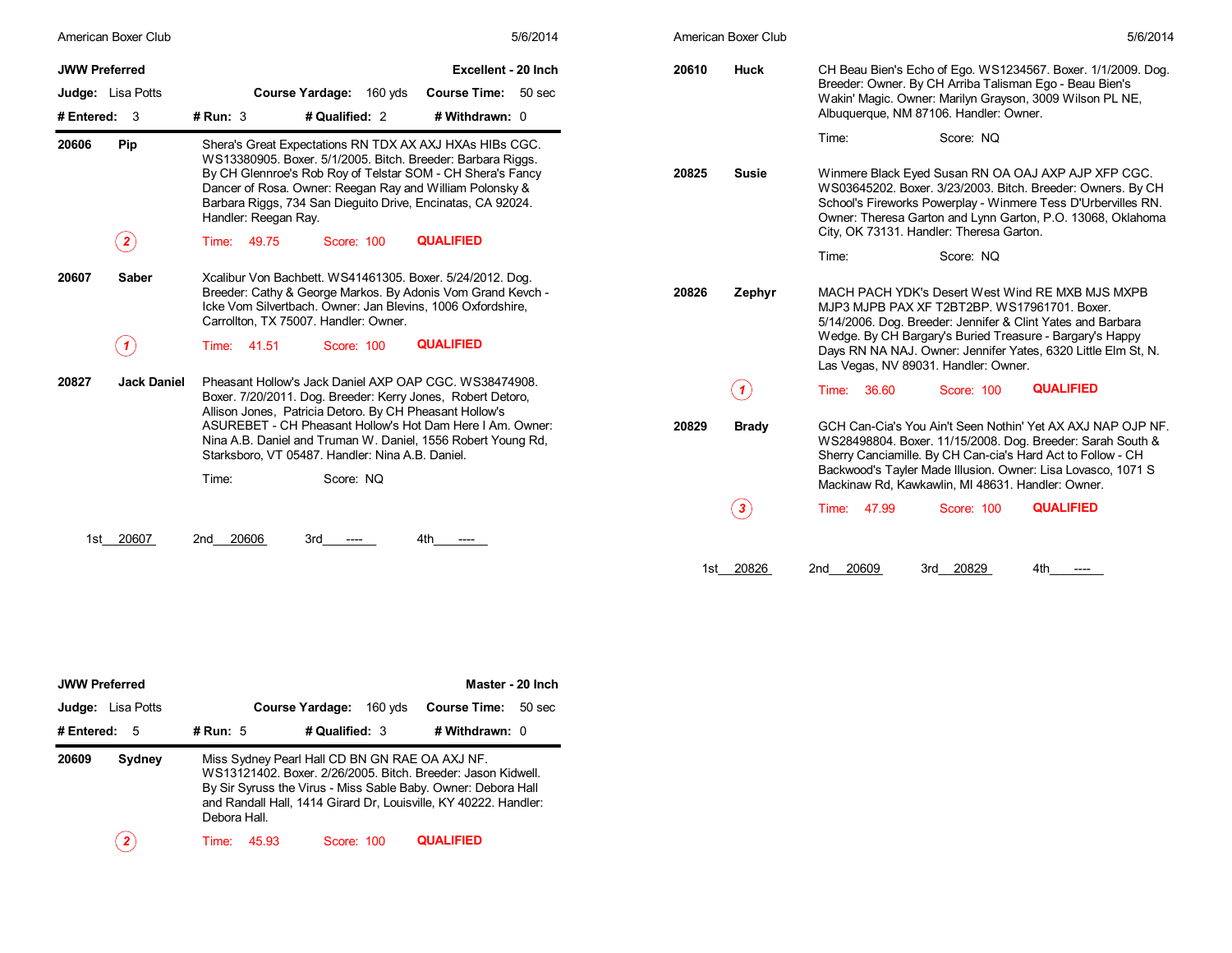## JWW Preferred — Excellent - 20 Inch

**Judge:** Lisa Potts | **Course Yardage:** 160 yds | **Course Time:** 50 sec

**# Entered:** 3 | **# Run:** 3 | **# Qualified:** 2 | **# Withdrawn:** 0

**20606 Pip**

Shera's Great Expectations RN TDX AX AXJ HXAs HIBs CGC. WS13380905. Boxer. 5/1/2005. Bitch. Breeder: Barbara Riggs. By CH Glennroe's Rob Roy of Telstar SOM - CH Shera's Fancy Dancer of Rosa. Owner: Reegan Ray and William Polonsky & Barbara Riggs, 734 San Dieguito Drive, Encinatas, CA 92024. Handler: Reegan Ray.

Placement: 2 — Time: 49.75 — Score: 100 — **QUALIFIED**

**20607 Saber**

Xcalibur Von Bachbett. WS41461305. Boxer. 5/24/2012. Dog. Breeder: Cathy & George Markos. By Adonis Vom Grand Kevch - Icke Vom Silvertbach. Owner: Jan Blevins, 1006 Oxfordshire, Carrollton, TX 75007. Handler: Owner.

Placement: 1 — Time: 41.51 — Score: 100 — **QUALIFIED**

**20827 Jack Daniel**

Pheasant Hollow's Jack Daniel AXP OAP CGC. WS38474908. Boxer. 7/20/2011. Dog. Breeder: Kerry Jones, Robert Detoro, Allison Jones, Patricia Detoro. By CH Pheasant Hollow's ASUREBET - CH Pheasant Hollow's Hot Dam Here I Am. Owner: Nina A.B. Daniel and Truman W. Daniel, 1556 Robert Young Rd, Starksboro, VT 05487. Handler: Nina A.B. Daniel.

Time: — Score: NQ

1st 20607 — 2nd 20606 — 3rd ---- — 4th ----

## JWW Preferred — Master - 20 Inch

**Judge:** Lisa Potts | **Course Yardage:** 160 yds | **Course Time:** 50 sec

**# Entered:** 5 | **# Run:** 5 | **# Qualified:** 3 | **# Withdrawn:** 0

**20609 Sydney**

Miss Sydney Pearl Hall CD BN GN RAE OA AXJ NF. WS13121402. Boxer. 2/26/2005. Bitch. Breeder: Jason Kidwell. By Sir Syruss the Virus - Miss Sable Baby. Owner: Debora Hall and Randall Hall, 1414 Girard Dr, Louisville, KY 40222. Handler: Debora Hall.

Placement: 2 — Time: 45.93 — Score: 100 — **QUALIFIED**

**20610 Huck**

CH Beau Bien's Echo of Ego. WS1234567. Boxer. 1/1/2009. Dog. Breeder: Owner. By CH Arriba Talisman Ego - Beau Bien's Wakin' Magic. Owner: Marilyn Grayson, 3009 Wilson PL NE, Albuquerque, NM 87106. Handler: Owner.

Time: — Score: NQ

**20825 Susie**

Winmere Black Eyed Susan RN OA OAJ AXP AJP XFP CGC. WS03645202. Boxer. 3/23/2003. Bitch. Breeder: Owners. By CH School's Fireworks Powerplay - Winmere Tess D'Urbervilles RN. Owner: Theresa Garton and Lynn Garton, P.O. 13068, Oklahoma City, OK 73131. Handler: Theresa Garton.

Time: — Score: NQ

**20826 Zephyr**

MACH PACH YDK's Desert West Wind RE MXB MJS MXPB MJP3 MJPB PAX XF T2BT2BP. WS17961701. Boxer. 5/14/2006. Dog. Breeder: Jennifer & Clint Yates and Barbara Wedge. By CH Bargary's Buried Treasure - Bargary's Happy Days RN NA NAJ. Owner: Jennifer Yates, 6320 Little Elm St, N. Las Vegas, NV 89031. Handler: Owner.

Placement: 1 — Time: 36.60 — Score: 100 — **QUALIFIED**

**20829 Brady**

GCH Can-Cia's You Ain't Seen Nothin' Yet AX AXJ NAP OJP NF. WS28498804. Boxer. 11/15/2008. Dog. Breeder: Sarah South & Sherry Canciamille. By CH Can-cia's Hard Act to Follow - CH Backwood's Tayler Made Illusion. Owner: Lisa Lovasco, 1071 S Mackinaw Rd, Kawkawlin, MI 48631. Handler: Owner.

Placement: 3 — Time: 47.99 — Score: 100 — **QUALIFIED**

1st 20826 — 2nd 20609 — 3rd 20829 — 4th ----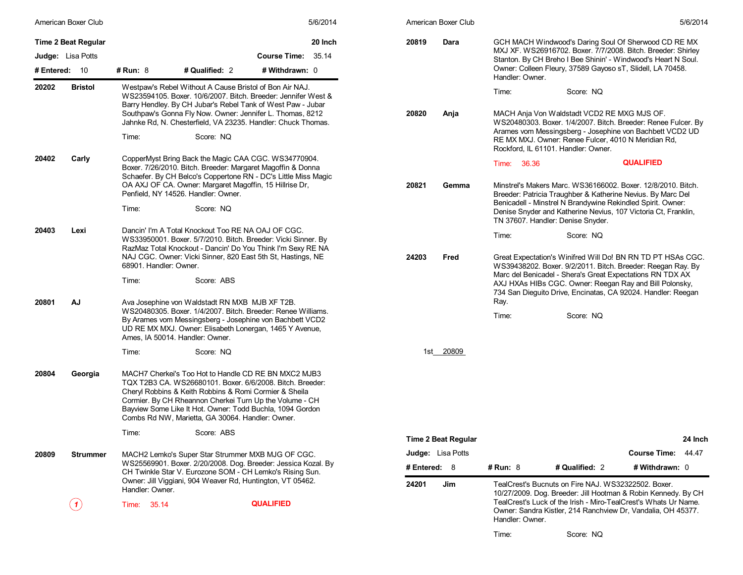## Time 2 Beat Regular — 20 Inch

**Judge:** Lisa Potts — **Course Time:** 35.14

**# Entered:** 10 **# Run:** 8 **# Qualified:** 2 **# Withdrawn:** 0

**20202 Bristol**
Westpaw's Rebel Without A Cause Bristol of Bon Air NAJ. WS23594105. Boxer. 10/6/2007. Bitch. Breeder: Jennifer West & Barry Hendley. By CH Jubar's Rebel Tank of West Paw - Jubar Southpaw's Gonna Fly Now. Owner: Jennifer L. Thomas, 8212 Jahnke Rd, N. Chesterfield, VA 23235. Handler: Chuck Thomas.
Time: Score: NQ

**20402 Carly**
CopperMyst Bring Back the Magic CAA CGC. WS34770904. Boxer. 7/26/2010. Bitch. Breeder: Margaret Magoffin & Donna Schaefer. By CH Belco's Coppertone RN - DC's Little Miss Magic OA AXJ OF CA. Owner: Margaret Magoffin, 15 Hillrise Dr, Penfield, NY 14526. Handler: Owner.
Time: Score: NQ

**20403 Lexi**
Dancin' I'm A Total Knockout Too RE NA OAJ OF CGC. WS33950001. Boxer. 5/7/2010. Bitch. Breeder: Vicki Sinner. By RazMaz Total Knockout - Dancin' Do You Think I'm Sexy RE NA NAJ CGC. Owner: Vicki Sinner, 820 East 5th St, Hastings, NE 68901. Handler: Owner.
Time: Score: ABS

**20801 AJ**
Ava Josephine von Waldstadt RN MXB MJB XF T2B. WS20480305. Boxer. 1/4/2007. Bitch. Breeder: Renee Williams. By Arames vom Messingsberg - Josephine von Bachbett VCD2 UD RE MX MXJ. Owner: Elisabeth Lonergan, 1465 Y Avenue, Ames, IA 50014. Handler: Owner.
Time: Score: NQ

**20804 Georgia**
MACH7 Cherkei's Too Hot to Handle CD RE BN MXC2 MJB3 TQX T2B3 CA. WS26680101. Boxer. 6/6/2008. Bitch. Breeder: Cheryl Robbins & Keith Robbins & Romi Cormier & Sheila Cormier. By CH Rheannon Cherkei Turn Up the Volume - CH Bayview Some Like It Hot. Owner: Todd Buchla, 1094 Gordon Combs Rd NW, Marietta, GA 30064. Handler: Owner.
Time: Score: ABS

**20809 Strummer**
MACH2 Lemko's Super Star Strummer MXB MJG OF CGC. WS25569901. Boxer. 2/20/2008. Dog. Breeder: Jessica Kozal. By CH Twinkle Star V. Eurozone SOM - CH Lemko's Rising Sun. Owner: Jill Viggiani, 904 Weaver Rd, Huntington, VT 05462. Handler: Owner.
1 — Time: 35.14 — QUALIFIED

**20819 Dara**
GCH MACH Windwood's Daring Soul Of Sherwood CD RE MX MXJ XF. WS26916702. Boxer. 7/7/2008. Bitch. Breeder: Shirley Stanton. By CH Breho I Bee Shinin' - Windwood's Heart N Soul. Owner: Colleen Fleury, 37589 Gayoso sT, Slidell, LA 70458. Handler: Owner.
Time: Score: NQ

**20820 Anja**
MACH Anja Von Waldstadt VCD2 RE MXG MJS OF. WS20480303. Boxer. 1/4/2007. Bitch. Breeder: Renee Fulcer. By Arames vom Messingsberg - Josephine von Bachbett VCD2 UD RE MX MXJ. Owner: Renee Fulcer, 4010 N Meridian Rd, Rockford, IL 61101. Handler: Owner.
Time: 36.36 — QUALIFIED

**20821 Gemma**
Minstrel's Makers Marc. WS36166002. Boxer. 12/8/2010. Bitch. Breeder: Patricia Traughber & Katherine Nevius. By Marc Del Benicadell - Minstrel N Brandywine Rekindled Spirit. Owner: Denise Snyder and Katherine Nevius, 107 Victoria Ct, Franklin, TN 37607. Handler: Denise Snyder.
Time: Score: NQ

**24203 Fred**
Great Expectation's Winifred Will Do! BN RN TD PT HSAs CGC. WS39438202. Boxer. 9/2/2011. Bitch. Breeder: Reegan Ray. By Marc del Benicadel - Shera's Great Expectations RN TDX AX AXJ HXAs HIBs CGC. Owner: Reegan Ray and Bill Polonsky, 734 San Dieguito Drive, Encinatas, CA 92024. Handler: Reegan Ray.
Time: Score: NQ

1st 20809

## Time 2 Beat Regular — 24 Inch

**Judge:** Lisa Potts — **Course Time:** 44.47

**# Entered:** 8 **# Run:** 8 **# Qualified:** 2 **# Withdrawn:** 0

**24201 Jim**
TealCrest's Bucnuts on Fire NAJ. WS32322502. Boxer. 10/27/2009. Dog. Breeder: Jill Hootman & Robin Kennedy. By CH TealCrest's Luck of the Irish - Miro-TealCrest's Whats Ur Name. Owner: Sandra Kistler, 214 Ranchview Dr, Vandalia, OH 45377. Handler: Owner.
Time: Score: NQ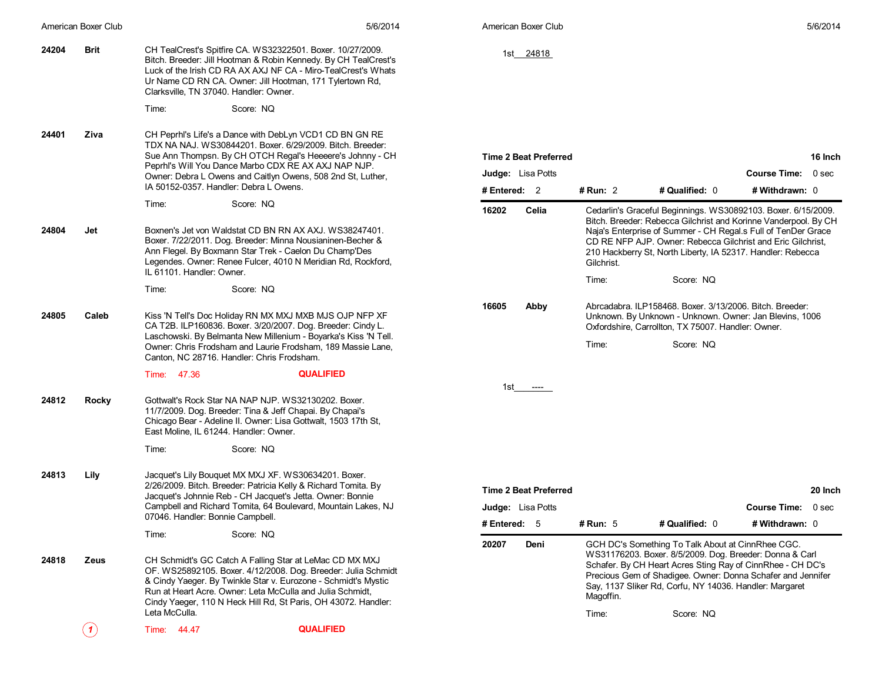**24204** **Brit**

CH TealCrest's Spitfire CA. WS32322501. Boxer. 10/27/2009. Bitch. Breeder: Jill Hootman & Robin Kennedy. By CH TealCrest's Luck of the Irish CD RA AX AXJ NF CA - Miro-TealCrest's Whats Ur Name CD RN CA. Owner: Jill Hootman, 171 Tylertown Rd, Clarksville, TN 37040. Handler: Owner.

Time: Score: NQ

**24401** **Ziva**

CH Peprhl's Life's a Dance with DebLyn VCD1 CD BN GN RE TDX NA NAJ. WS30844201. Boxer. 6/29/2009. Bitch. Breeder: Sue Ann Thompsn. By CH OTCH Regal's Heeeere's Johnny - CH Peprhl's Will You Dance Marbo CDX RE AX AXJ NAP NJP. Owner: Debra L Owens and Caitlyn Owens, 508 2nd St, Luther, IA 50152-0357. Handler: Debra L Owens.

Time: Score: NQ

**24804** **Jet**

Boxnen's Jet von Waldstat CD BN RN AX AXJ. WS38247401. Boxer. 7/22/2011. Dog. Breeder: Minna Nousianinen-Becher & Ann Flegel. By Boxmann Star Trek - Caelon Du Champ'Des Legendes. Owner: Renee Fulcer, 4010 N Meridian Rd, Rockford, IL 61101. Handler: Owner.

Time: Score: NQ

**24805** **Caleb**

Kiss 'N Tell's Doc Holiday RN MX MXJ MXB MJS OJP NFP XF CA T2B. ILP160836. Boxer. 3/20/2007. Dog. Breeder: Cindy L. Laschowski. By Belmanta New Millenium - Boyarka's Kiss 'N Tell. Owner: Chris Frodsham and Laurie Frodsham, 189 Massie Lane, Canton, NC 28716. Handler: Chris Frodsham.

Time: 47.36 **QUALIFIED**

**24812** **Rocky**

Gottwalt's Rock Star NA NAP NJP. WS32130202. Boxer. 11/7/2009. Dog. Breeder: Tina & Jeff Chapai. By Chapai's Chicago Bear - Adeline II. Owner: Lisa Gottwalt, 1503 17th St, East Moline, IL 61244. Handler: Owner.

Time: Score: NQ

**24813** **Lily**

Jacquet's Lily Bouquet MX MXJ XF. WS30634201. Boxer. 2/26/2009. Bitch. Breeder: Patricia Kelly & Richard Tomita. By Jacquet's Johnnie Reb - CH Jacquet's Jetta. Owner: Bonnie Campbell and Richard Tomita, 64 Boulevard, Mountain Lakes, NJ 07046. Handler: Bonnie Campbell.

Time: Score: NQ

**24818** **Zeus**

CH Schmidt's GC Catch A Falling Star at LeMac CD MX MXJ OF. WS25892105. Boxer. 4/12/2008. Dog. Breeder: Julia Schmidt & Cindy Yaeger. By Twinkle Star v. Eurozone - Schmidt's Mystic Run at Heart Acre. Owner: Leta McCulla and Julia Schmidt, Cindy Yaeger, 110 N Heck Hill Rd, St Paris, OH 43072. Handler: Leta McCulla.

1 Time: 44.47 **QUALIFIED**

1st 24818

## Time 2 Beat Preferred — 16 Inch

**Judge:** Lisa Potts **Course Time:** 0 sec

**# Entered:** 2 **# Run:** 2 **# Qualified:** 0 **# Withdrawn:** 0

**16202** **Celia**

Cedarlin's Graceful Beginnings. WS30892103. Boxer. 6/15/2009. Bitch. Breeder: Rebecca Gilchrist and Korinne Vanderpool. By CH Naja's Enterprise of Summer - CH Regal.s Full of TenDer Grace CD RE NFP AJP. Owner: Rebecca Gilchrist and Eric Gilchrist, 210 Hackberry St, North Liberty, IA 52317. Handler: Rebecca Gilchrist.

Time: Score: NQ

**16605** **Abby**

Abrcadabra. ILP158468. Boxer. 3/13/2006. Bitch. Breeder: Unknown. By Unknown - Unknown. Owner: Jan Blevins, 1006 Oxfordshire, Carrollton, TX 75007. Handler: Owner.

Time: Score: NQ

1st ----

## Time 2 Beat Preferred — 20 Inch

**Judge:** Lisa Potts **Course Time:** 0 sec

**# Entered:** 5 **# Run:** 5 **# Qualified:** 0 **# Withdrawn:** 0

**20207** **Deni**

GCH DC's Something To Talk About at CinnRhee CGC. WS31176203. Boxer. 8/5/2009. Dog. Breeder: Donna & Carl Schafer. By CH Heart Acres Sting Ray of CinnRhee - CH DC's Precious Gem of Shadigee. Owner: Donna Schafer and Jennifer Say, 1137 Sliker Rd, Corfu, NY 14036. Handler: Margaret Magoffin.

Time: Score: NQ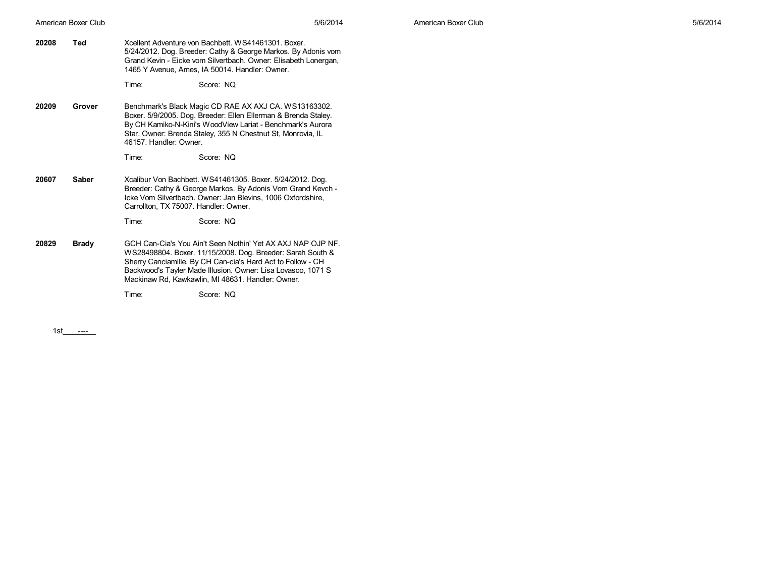**20208** **Ted**

Xcellent Adventure von Bachbett. WS41461301. Boxer. 5/24/2012. Dog. Breeder: Cathy & George Markos. By Adonis vom Grand Kevin - Eicke vom Silvertbach. Owner: Elisabeth Lonergan, 1465 Y Avenue, Ames, IA 50014. Handler: Owner.

Time: Score: NQ

**20209** **Grover**

Benchmark's Black Magic CD RAE AX AXJ CA. WS13163302. Boxer. 5/9/2005. Dog. Breeder: Ellen Ellerman & Brenda Staley. By CH Kamiko-N-Kini's WoodView Lariat - Benchmark's Aurora Star. Owner: Brenda Staley, 355 N Chestnut St, Monrovia, IL 46157. Handler: Owner.

Time: Score: NQ

**20607** **Saber**

Xcalibur Von Bachbett. WS41461305. Boxer. 5/24/2012. Dog. Breeder: Cathy & George Markos. By Adonis Vom Grand Kevch - Icke Vom Silvertbach. Owner: Jan Blevins, 1006 Oxfordshire, Carrollton, TX 75007. Handler: Owner.

Time: Score: NQ

**20829** **Brady**

GCH Can-Cia's You Ain't Seen Nothin' Yet AX AXJ NAP OJP NF. WS28498804. Boxer. 11/15/2008. Dog. Breeder: Sarah South & Sherry Canciamille. By CH Can-cia's Hard Act to Follow - CH Backwood's Tayler Made Illusion. Owner: Lisa Lovasco, 1071 S Mackinaw Rd, Kawkawlin, MI 48631. Handler: Owner.

Time: Score: NQ

1st ----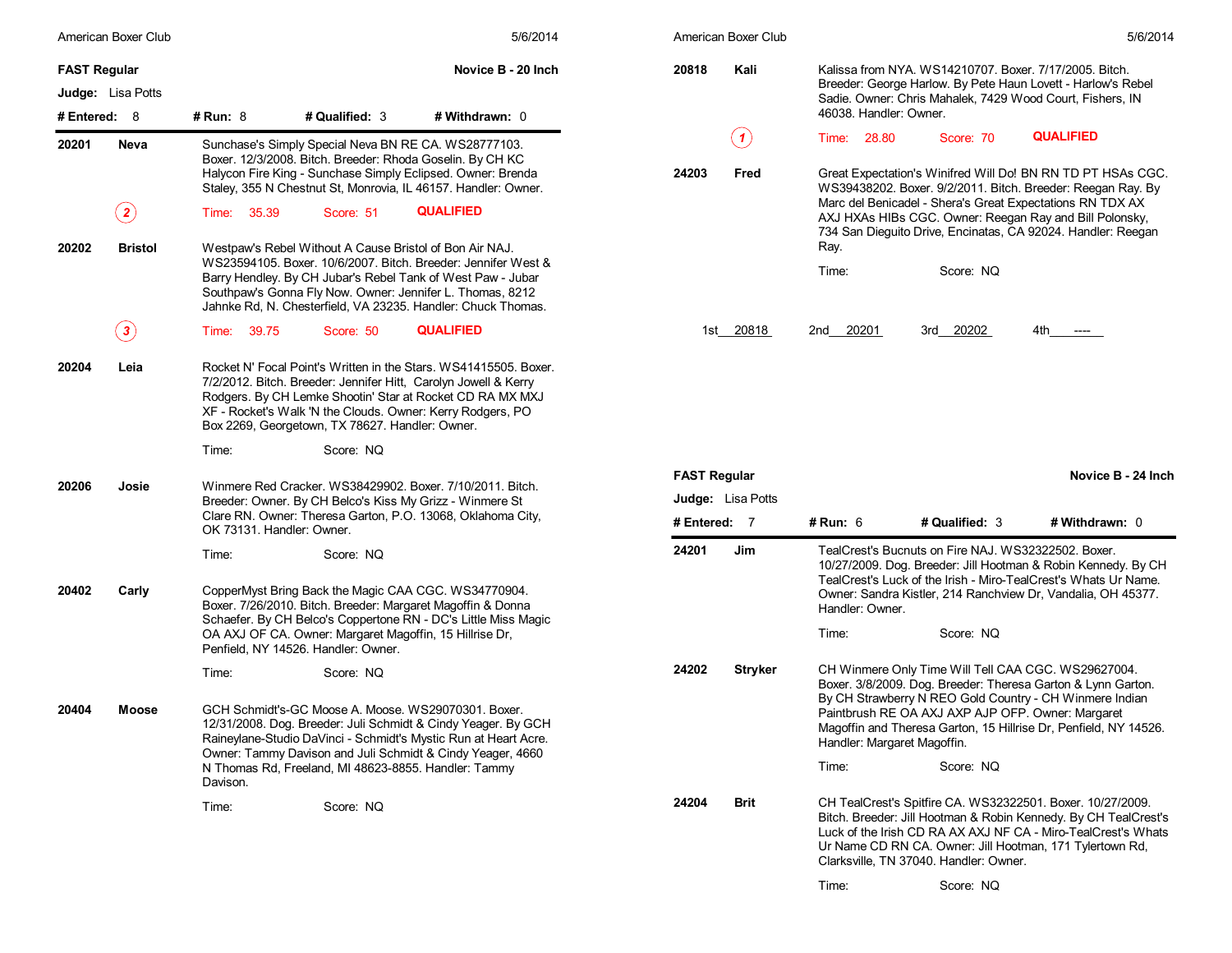## FAST Regular — Novice B - 20 Inch

**Judge:** Lisa Potts

**# Entered:** 8 **# Run:** 8 **# Qualified:** 3 **# Withdrawn:** 0

**20201 Neva**
Sunchase's Simply Special Neva BN RE CA. WS28777103. Boxer. 12/3/2008. Bitch. Breeder: Rhoda Goselin. By CH KC Halycon Fire King - Sunchase Simply Eclipsed. Owner: Brenda Staley, 355 N Chestnut St, Monrovia, IL 46157. Handler: Owner.

(2) Time: 35.39 Score: 51 **QUALIFIED**

**20202 Bristol**
Westpaw's Rebel Without A Cause Bristol of Bon Air NAJ. WS23594105. Boxer. 10/6/2007. Bitch. Breeder: Jennifer West & Barry Hendley. By CH Jubar's Rebel Tank of West Paw - Jubar Southpaw's Gonna Fly Now. Owner: Jennifer L. Thomas, 8212 Jahnke Rd, N. Chesterfield, VA 23235. Handler: Chuck Thomas.

(3) Time: 39.75 Score: 50 **QUALIFIED**

**20204 Leia**
Rocket N' Focal Point's Written in the Stars. WS41415505. Boxer. 7/2/2012. Bitch. Breeder: Jennifer Hitt, Carolyn Jowell & Kerry Rodgers. By CH Lemke Shootin' Star at Rocket CD RA MX MXJ XF - Rocket's Walk 'N the Clouds. Owner: Kerry Rodgers, PO Box 2269, Georgetown, TX 78627. Handler: Owner.

Time: Score: NQ

**20206 Josie**
Winmere Red Cracker. WS38429902. Boxer. 7/10/2011. Bitch. Breeder: Owner. By CH Belco's Kiss My Grizz - Winmere St Clare RN. Owner: Theresa Garton, P.O. 13068, Oklahoma City, OK 73131. Handler: Owner.

Time: Score: NQ

**20402 Carly**
CopperMyst Bring Back the Magic CAA CGC. WS34770904. Boxer. 7/26/2010. Bitch. Breeder: Margaret Magoffin & Donna Schaefer. By CH Belco's Coppertone RN - DC's Little Miss Magic OA AXJ OF CA. Owner: Margaret Magoffin, 15 Hillrise Dr, Penfield, NY 14526. Handler: Owner.

Time: Score: NQ

**20404 Moose**
GCH Schmidt's-GC Moose A. Moose. WS29070301. Boxer. 12/31/2008. Dog. Breeder: Juli Schmidt & Cindy Yeager. By GCH Raineylane-Studio DaVinci - Schmidt's Mystic Run at Heart Acre. Owner: Tammy Davison and Juli Schmidt & Cindy Yeager, 4660 N Thomas Rd, Freeland, MI 48623-8855. Handler: Tammy Davison.

Time: Score: NQ

**20818 Kali**
Kalissa from NYA. WS14210707. Boxer. 7/17/2005. Bitch. Breeder: George Harlow. By Pete Haun Lovett - Harlow's Rebel Sadie. Owner: Chris Mahalek, 7429 Wood Court, Fishers, IN 46038. Handler: Owner.

(1) Time: 28.80 Score: 70 **QUALIFIED**

**24203 Fred**
Great Expectation's Winifred Will Do! BN RN TD PT HSAs CGC. WS39438202. Boxer. 9/2/2011. Bitch. Breeder: Reegan Ray. By Marc del Benicadel - Shera's Great Expectations RN TDX AX AXJ HXAs HIBs CGC. Owner: Reegan Ray and Bill Polonsky, 734 San Dieguito Drive, Encinatas, CA 92024. Handler: Reegan Ray.

Time: Score: NQ

1st 20818 2nd 20201 3rd 20202 4th ----

## FAST Regular — Novice B - 24 Inch

**Judge:** Lisa Potts

**# Entered:** 7 **# Run:** 6 **# Qualified:** 3 **# Withdrawn:** 0

**24201 Jim**
TealCrest's Bucnuts on Fire NAJ. WS32322502. Boxer. 10/27/2009. Dog. Breeder: Jill Hootman & Robin Kennedy. By CH TealCrest's Luck of the Irish - Miro-TealCrest's Whats Ur Name. Owner: Sandra Kistler, 214 Ranchview Dr, Vandalia, OH 45377. Handler: Owner.

Time: Score: NQ

**24202 Stryker**
CH Winmere Only Time Will Tell CAA CGC. WS29627004. Boxer. 3/8/2009. Dog. Breeder: Theresa Garton & Lynn Garton. By CH Strawberry N REO Gold Country - CH Winmere Indian Paintbrush RE OA AXJ AXP AJP OFP. Owner: Margaret Magoffin and Theresa Garton, 15 Hillrise Dr, Penfield, NY 14526. Handler: Margaret Magoffin.

Time: Score: NQ

**24204 Brit**
CH TealCrest's Spitfire CA. WS32322501. Boxer. 10/27/2009. Bitch. Breeder: Jill Hootman & Robin Kennedy. By CH TealCrest's Luck of the Irish CD RA AX AXJ NF CA - Miro-TealCrest's Whats Ur Name CD RN CA. Owner: Jill Hootman, 171 Tylertown Rd, Clarksville, TN 37040. Handler: Owner.

Time: Score: NQ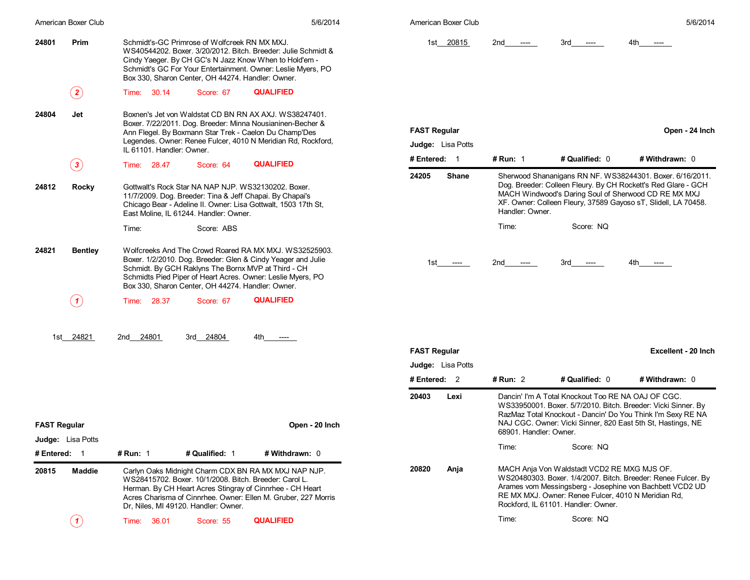**24801** **Prim**

Schmidt's-GC Primrose of Wolfcreek RN MX MXJ. WS40544202. Boxer. 3/20/2012. Bitch. Breeder: Julie Schmidt & Cindy Yaeger. By CH GC's N Jazz Know When to Hold'em - Schmidt's-GC For Your Entertainment. Owner: Leslie Myers, PO Box 330, Sharon Center, OH 44274. Handler: Owner.

(2) Time: 30.14 Score: 67 **QUALIFIED**

**24804** **Jet**

Boxnen's Jet von Waldstat CD BN RN AX AXJ. WS38247401. Boxer. 7/22/2011. Dog. Breeder: Minna Nousianinen-Becher & Ann Flegel. By Boxmann Star Trek - Caelon Du Champ'Des Legendes. Owner: Renee Fulcer, 4010 N Meridian Rd, Rockford, IL 61101. Handler: Owner.

(3) Time: 28.47 Score: 64 **QUALIFIED**

**24812** **Rocky**

Gottwalt's Rock Star NA NAP NJP. WS32130202. Boxer. 11/7/2009. Dog. Breeder: Tina & Jeff Chapai. By Chapai's Chicago Bear - Adeline II. Owner: Lisa Gottwalt, 1503 17th St, East Moline, IL 61244. Handler: Owner.

Time: Score: ABS

**24821** **Bentley**

Wolfcreeks And The Crowd Roared RA MX MXJ. WS32525903. Boxer. 1/2/2010. Dog. Breeder: Glen & Cindy Yeager and Julie Schmidt. By GCH Raklyns The Bornx MVP at Third - CH Schmidts Pied Piper of Heart Acres. Owner: Leslie Myers, PO Box 330, Sharon Center, OH 44274. Handler: Owner.

(1) Time: 28.37 Score: 67 **QUALIFIED**

1st 24821 2nd 24801 3rd 24804 4th ----

## FAST Regular — Open - 20 Inch

**Judge:** Lisa Potts

**# Entered:** 1 **# Run:** 1 **# Qualified:** 1 **# Withdrawn:** 0

**20815** **Maddie**

Carlyn Oaks Midnight Charm CDX BN RA MX MXJ NAP NJP. WS28415702. Boxer. 10/1/2008. Bitch. Breeder: Carol L. Herman. By CH Heart Acres Stingray of Cinnrhee - CH Heart Acres Charisma of Cinnrhee. Owner: Ellen M. Gruber, 227 Morris Dr, Niles, MI 49120. Handler: Owner.

(1) Time: 36.01 Score: 55 **QUALIFIED**

1st 20815 2nd ---- 3rd ---- 4th ----

## FAST Regular — Open - 24 Inch

**Judge:** Lisa Potts

**# Entered:** 1 **# Run:** 1 **# Qualified:** 0 **# Withdrawn:** 0

**24205** **Shane**

Sherwood Shananigans RN NF. WS38244301. Boxer. 6/16/2011. Dog. Breeder: Colleen Fleury. By CH Rockett's Red Glare - GCH MACH Windwood's Daring Soul of Sherwood CD RE MX MXJ XF. Owner: Colleen Fleury, 37589 Gayoso sT, Slidell, LA 70458. Handler: Owner.

Time: Score: NQ

1st ---- 2nd ---- 3rd ---- 4th ----

## FAST Regular — Excellent - 20 Inch

**Judge:** Lisa Potts

**# Entered:** 2 **# Run:** 2 **# Qualified:** 0 **# Withdrawn:** 0

**20403** **Lexi**

Dancin' I'm A Total Knockout Too RE NA OAJ OF CGC. WS33950001. Boxer. 5/7/2010. Bitch. Breeder: Vicki Sinner. By RazMaz Total Knockout - Dancin' Do You Think I'm Sexy RE NA NAJ CGC. Owner: Vicki Sinner, 820 East 5th St, Hastings, NE 68901. Handler: Owner.

Time: Score: NQ

**20820** **Anja**

MACH Anja Von Waldstadt VCD2 RE MXG MJS OF. WS20480303. Boxer. 1/4/2007. Bitch. Breeder: Renee Fulcer. By Arames vom Messingsberg - Josephine von Bachbett VCD2 UD RE MX MXJ. Owner: Renee Fulcer, 4010 N Meridian Rd, Rockford, IL 61101. Handler: Owner.

Time: Score: NQ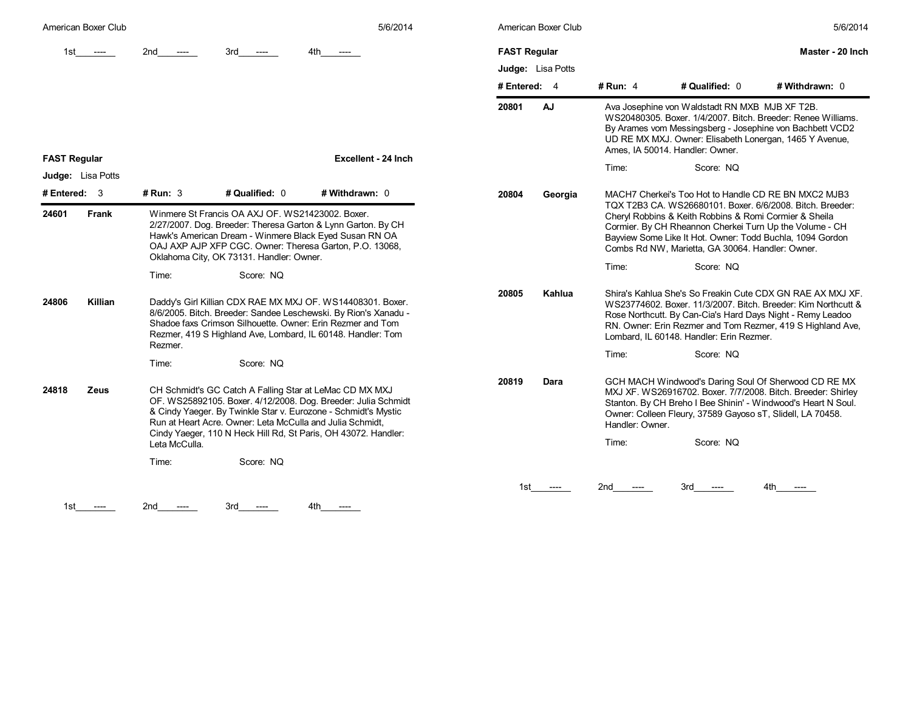1st ---- 2nd ---- 3rd ---- 4th ----

## FAST Regular

**Excellent - 24 Inch**

**Judge:** Lisa Potts

**# Entered:** 3 **# Run:** 3 **# Qualified:** 0 **# Withdrawn:** 0

**24601 Frank**

Winmere St Francis OA AXJ OF. WS21423002. Boxer. 2/27/2007. Dog. Breeder: Theresa Garton & Lynn Garton. By CH Hawk's American Dream - Winmere Black Eyed Susan RN OA OAJ AXP AJP XFP CGC. Owner: Theresa Garton, P.O. 13068, Oklahoma City, OK 73131. Handler: Owner.

Time: Score: NQ

**24806 Killian**

Daddy's Girl Killian CDX RAE MX MXJ OF. WS14408301. Boxer. 8/6/2005. Bitch. Breeder: Sandee Leschewski. By Rion's Xanadu - Shadoe faxs Crimson Silhouette. Owner: Erin Rezmer and Tom Rezmer, 419 S Highland Ave, Lombard, IL 60148. Handler: Tom Rezmer.

Time: Score: NQ

**24818 Zeus**

CH Schmidt's GC Catch A Falling Star at LeMac CD MX MXJ OF. WS25892105. Boxer. 4/12/2008. Dog. Breeder: Julia Schmidt & Cindy Yaeger. By Twinkle Star v. Eurozone - Schmidt's Mystic Run at Heart Acre. Owner: Leta McCulla and Julia Schmidt, Cindy Yaeger, 110 N Heck Hill Rd, St Paris, OH 43072. Handler: Leta McCulla.

Time: Score: NQ

1st ---- 2nd ---- 3rd ---- 4th ----

## FAST Regular

**Master - 20 Inch**

**Judge:** Lisa Potts

**# Entered:** 4 **# Run:** 4 **# Qualified:** 0 **# Withdrawn:** 0

**20801 AJ**

Ava Josephine von Waldstadt RN MXB MJB XF T2B. WS20480305. Boxer. 1/4/2007. Bitch. Breeder: Renee Williams. By Arames vom Messingsberg - Josephine von Bachbett VCD2 UD RE MX MXJ. Owner: Elisabeth Lonergan, 1465 Y Avenue, Ames, IA 50014. Handler: Owner.

Time: Score: NQ

**20804 Georgia**

MACH7 Cherkei's Too Hot to Handle CD RE BN MXC2 MJB3 TQX T2B3 CA. WS26680101. Boxer. 6/6/2008. Bitch. Breeder: Cheryl Robbins & Keith Robbins & Romi Cormier & Sheila Cormier. By CH Rheannon Cherkei Turn Up the Volume - CH Bayview Some Like It Hot. Owner: Todd Buchla, 1094 Gordon Combs Rd NW, Marietta, GA 30064. Handler: Owner.

Time: Score: NQ

**20805 Kahlua**

Shira's Kahlua She's So Freakin Cute CDX GN RAE AX MXJ XF. WS23774602. Boxer. 11/3/2007. Bitch. Breeder: Kim Northcutt & Rose Northcutt. By Can-Cia's Hard Days Night - Remy Leadoo RN. Owner: Erin Rezmer and Tom Rezmer, 419 S Highland Ave, Lombard, IL 60148. Handler: Erin Rezmer.

Time: Score: NQ

**20819 Dara**

GCH MACH Windwood's Daring Soul Of Sherwood CD RE MX MXJ XF. WS26916702. Boxer. 7/7/2008. Bitch. Breeder: Shirley Stanton. By CH Breho I Bee Shinin' - Windwood's Heart N Soul. Owner: Colleen Fleury, 37589 Gayoso sT, Slidell, LA 70458. Handler: Owner.

Time: Score: NQ

1st ---- 2nd ---- 3rd ---- 4th ----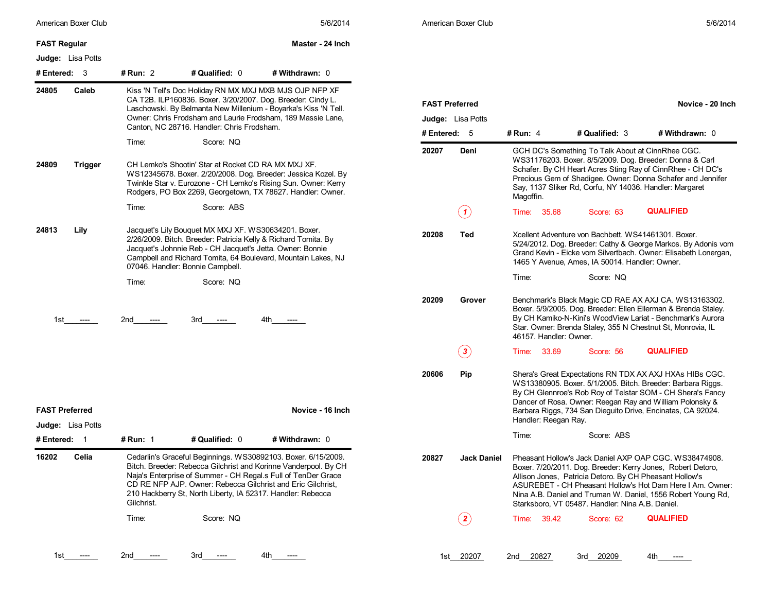## FAST Regular — Master - 24 Inch

**Judge:** Lisa Potts

**# Entered:** 3 **# Run:** 2 **# Qualified:** 0 **# Withdrawn:** 0

**24805 Caleb** — Kiss 'N Tell's Doc Holiday RN MX MXJ MXB MJS OJP NFP XF CA T2B. ILP160836. Boxer. 3/20/2007. Dog. Breeder: Cindy L. Laschowski. By Belmanta New Millenium - Boyarka's Kiss 'N Tell. Owner: Chris Frodsham and Laurie Frodsham, 189 Massie Lane, Canton, NC 28716. Handler: Chris Frodsham.

Time: Score: NQ

**24809 Trigger** — CH Lemko's Shootin' Star at Rocket CD RA MX MXJ XF. WS12345678. Boxer. 2/20/2008. Dog. Breeder: Jessica Kozel. By Twinkle Star v. Eurozone - CH Lemko's Rising Sun. Owner: Kerry Rodgers, PO Box 2269, Georgetown, TX 78627. Handler: Owner.

Time: Score: ABS

**24813 Lily** — Jacquet's Lily Bouquet MX MXJ XF. WS30634201. Boxer. 2/26/2009. Bitch. Breeder: Patricia Kelly & Richard Tomita. By Jacquet's Johnnie Reb - CH Jacquet's Jetta. Owner: Bonnie Campbell and Richard Tomita, 64 Boulevard, Mountain Lakes, NJ 07046. Handler: Bonnie Campbell.

Time: Score: NQ

1st ---- 2nd ---- 3rd ---- 4th ----

## FAST Preferred — Novice - 16 Inch

**Judge:** Lisa Potts

**# Entered:** 1 **# Run:** 1 **# Qualified:** 0 **# Withdrawn:** 0

**16202 Celia** — Cedarlin's Graceful Beginnings. WS30892103. Boxer. 6/15/2009. Bitch. Breeder: Rebecca Gilchrist and Korinne Vanderpool. By CH Naja's Enterprise of Summer - CH Regal.s Full of TenDer Grace CD RE NFP AJP. Owner: Rebecca Gilchrist and Eric Gilchrist, 210 Hackberry St, North Liberty, IA 52317. Handler: Rebecca Gilchrist.

Time: Score: NQ

1st ---- 2nd ---- 3rd ---- 4th ----

## FAST Preferred — Novice - 20 Inch

**Judge:** Lisa Potts

**# Entered:** 5 **# Run:** 4 **# Qualified:** 3 **# Withdrawn:** 0

**20207 Deni** — GCH DC's Something To Talk About at CinnRhee CGC. WS31176203. Boxer. 8/5/2009. Dog. Breeder: Donna & Carl Schafer. By CH Heart Acres Sting Ray of CinnRhee - CH DC's Precious Gem of Shadigee. Owner: Donna Schafer and Jennifer Say, 1137 Sliker Rd, Corfu, NY 14036. Handler: Margaret Magoffin.

(1) Time: 35.68 Score: 63 QUALIFIED

**20208 Ted** — Xcellent Adventure von Bachbett. WS41461301. Boxer. 5/24/2012. Dog. Breeder: Cathy & George Markos. By Adonis vom Grand Kevin - Eicke vom Silvertbach. Owner: Elisabeth Lonergan, 1465 Y Avenue, Ames, IA 50014. Handler: Owner.

Time: Score: NQ

**20209 Grover** — Benchmark's Black Magic CD RAE AX AXJ CA. WS13163302. Boxer. 5/9/2005. Dog. Breeder: Ellen Ellerman & Brenda Staley. By CH Kamiko-N-Kini's WoodView Lariat - Benchmark's Aurora Star. Owner: Brenda Staley, 355 N Chestnut St, Monrovia, IL 46157. Handler: Owner.

(3) Time: 33.69 Score: 56 QUALIFIED

**20606 Pip** — Shera's Great Expectations RN TDX AX AXJ HXAs HIBs CGC. WS13380905. Boxer. 5/1/2005. Bitch. Breeder: Barbara Riggs. By CH Glennroe's Rob Roy of Telstar SOM - CH Shera's Fancy Dancer of Rosa. Owner: Reegan Ray and William Polonsky & Barbara Riggs, 734 San Dieguito Drive, Encinatas, CA 92024. Handler: Reegan Ray.

Time: Score: ABS

**20827 Jack Daniel** — Pheasant Hollow's Jack Daniel AXP OAP CGC. WS38474908. Boxer. 7/20/2011. Dog. Breeder: Kerry Jones, Robert Detoro, Allison Jones, Patricia Detoro. By CH Pheasant Hollow's ASUREBET - CH Pheasant Hollow's Hot Dam Here I Am. Owner: Nina A.B. Daniel and Truman W. Daniel, 1556 Robert Young Rd, Starksboro, VT 05487. Handler: Nina A.B. Daniel.

(2) Time: 39.42 Score: 62 QUALIFIED

1st 20207 2nd 20827 3rd 20209 4th ----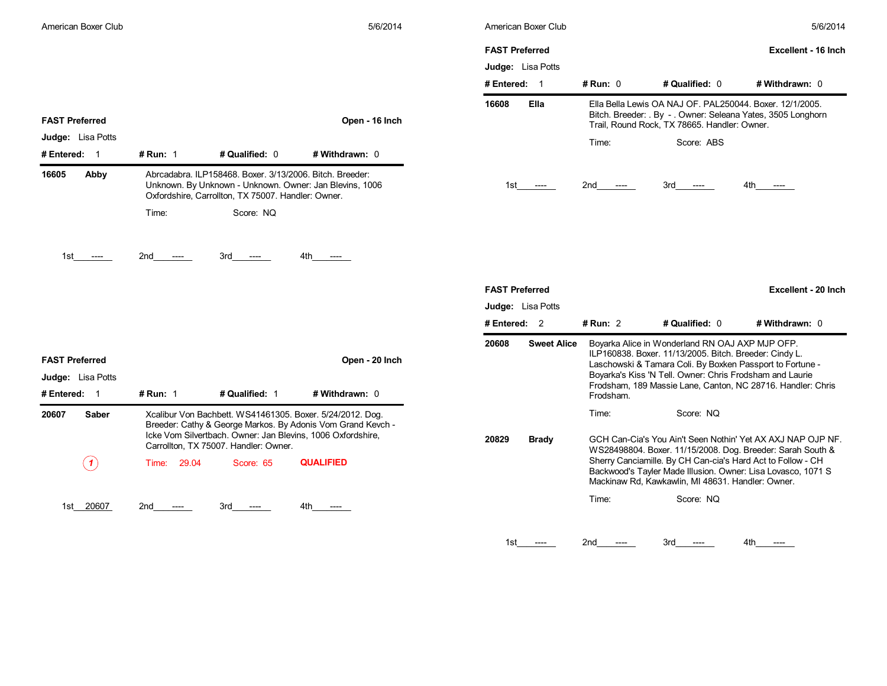## FAST Preferred — Open - 16 Inch

**Judge:** Lisa Potts

**# Entered:** 1 | **# Run:** 1 | **# Qualified:** 0 | **# Withdrawn:** 0

**16605** **Abby** — Abrcadabra. ILP158468. Boxer. 3/13/2006. Bitch. Breeder: Unknown. By Unknown - Unknown. Owner: Jan Blevins, 1006 Oxfordshire, Carrollton, TX 75007. Handler: Owner.

Time: Score: NQ

1st ---- 2nd ---- 3rd ---- 4th ----

## FAST Preferred — Open - 20 Inch

**Judge:** Lisa Potts

**# Entered:** 1 | **# Run:** 1 | **# Qualified:** 1 | **# Withdrawn:** 0

**20607** **Saber** — Xcalibur Von Bachbett. WS41461305. Boxer. 5/24/2012. Dog. Breeder: Cathy & George Markos. By Adonis Vom Grand Kevch - Icke Vom Silvertbach. Owner: Jan Blevins, 1006 Oxfordshire, Carrollton, TX 75007. Handler: Owner.

1 Time: 29.04 Score: 65 **QUALIFIED**

1st 20607 2nd ---- 3rd ---- 4th ----

## FAST Preferred — Excellent - 16 Inch

**Judge:** Lisa Potts

**# Entered:** 1 | **# Run:** 0 | **# Qualified:** 0 | **# Withdrawn:** 0

**16608** **Ella** — Ella Bella Lewis OA NAJ OF. PAL250044. Boxer. 12/1/2005. Bitch. Breeder: . By - . Owner: Seleana Yates, 3505 Longhorn Trail, Round Rock, TX 78665. Handler: Owner.

Time: Score: ABS

1st ---- 2nd ---- 3rd ---- 4th ----

## FAST Preferred — Excellent - 20 Inch

**Judge:** Lisa Potts

**# Entered:** 2 | **# Run:** 2 | **# Qualified:** 0 | **# Withdrawn:** 0

**20608** **Sweet Alice** — Boyarka Alice in Wonderland RN OAJ AXP MJP OFP. ILP160838. Boxer. 11/13/2005. Bitch. Breeder: Cindy L. Laschowski & Tamara Coli. By Boxken Passport to Fortune - Boyarka's Kiss 'N Tell. Owner: Chris Frodsham and Laurie Frodsham, 189 Massie Lane, Canton, NC 28716. Handler: Chris Frodsham.

Time: Score: NQ

**20829** **Brady** — GCH Can-Cia's You Ain't Seen Nothin' Yet AX AXJ NAP OJP NF. WS28498804. Boxer. 11/15/2008. Dog. Breeder: Sarah South & Sherry Canciamille. By CH Can-cia's Hard Act to Follow - CH Backwood's Tayler Made Illusion. Owner: Lisa Lovasco, 1071 S Mackinaw Rd, Kawkawlin, MI 48631. Handler: Owner.

Time: Score: NQ

1st ---- 2nd ---- 3rd ---- 4th ----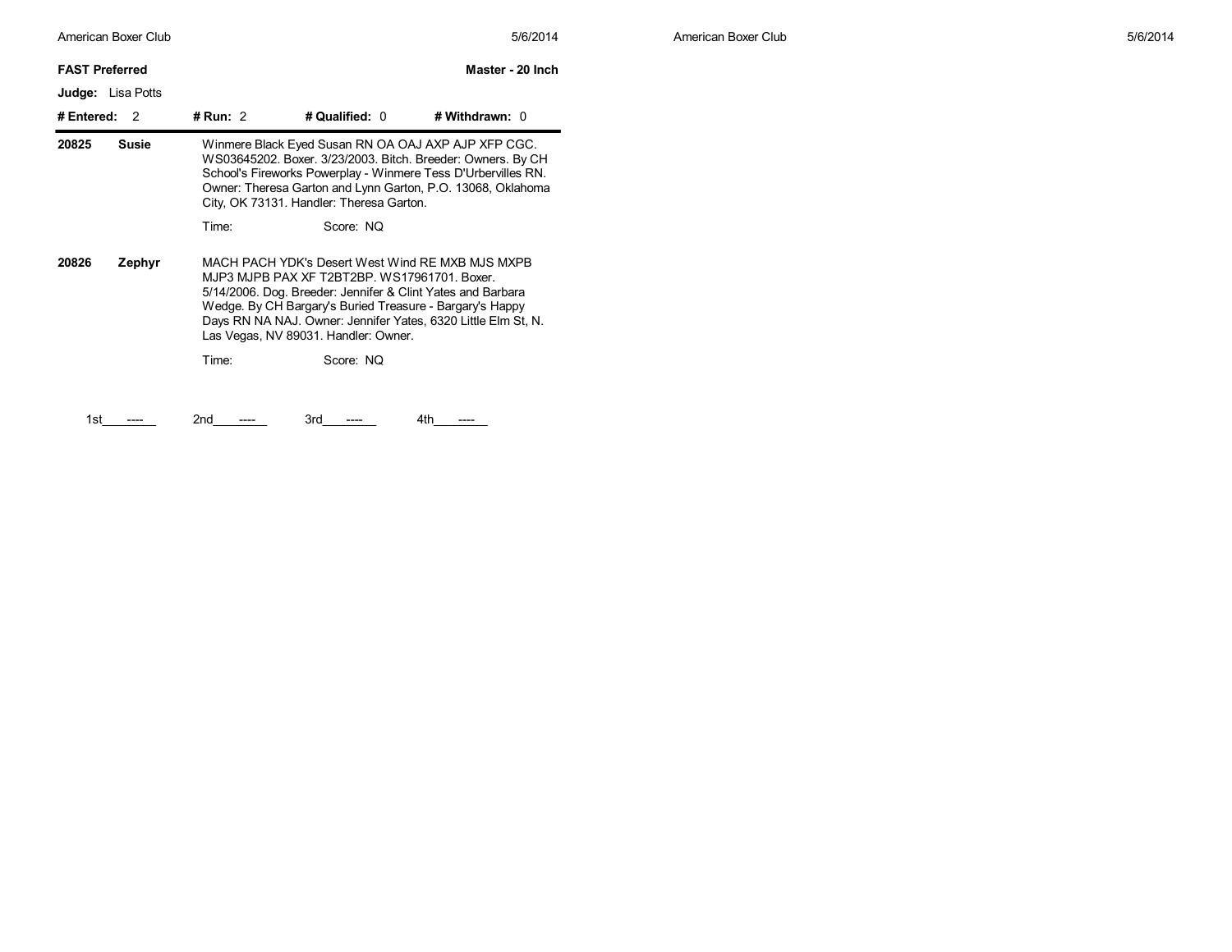## FAST Preferred

**Master - 20 Inch**

**Judge:** Lisa Potts

**# Entered:** 2 **# Run:** 2 **# Qualified:** 0 **# Withdrawn:** 0

---

**20825** **Susie**

Winmere Black Eyed Susan RN OA OAJ AXP AJP XFP CGC. WS03645202. Boxer. 3/23/2003. Bitch. Breeder: Owners. By CH School's Fireworks Powerplay - Winmere Tess D'Urbervilles RN. Owner: Theresa Garton and Lynn Garton, P.O. 13068, Oklahoma City, OK 73131. Handler: Theresa Garton.

Time: Score: NQ

**20826** **Zephyr**

MACH PACH YDK's Desert West Wind RE MXB MJS MXPB MJP3 MJPB PAX XF T2BT2BP. WS17961701. Boxer. 5/14/2006. Dog. Breeder: Jennifer & Clint Yates and Barbara Wedge. By CH Bargary's Buried Treasure - Bargary's Happy Days RN NA NAJ. Owner: Jennifer Yates, 6320 Little Elm St, N. Las Vegas, NV 89031. Handler: Owner.

Time: Score: NQ

1st ---- 2nd ---- 3rd ---- 4th ----